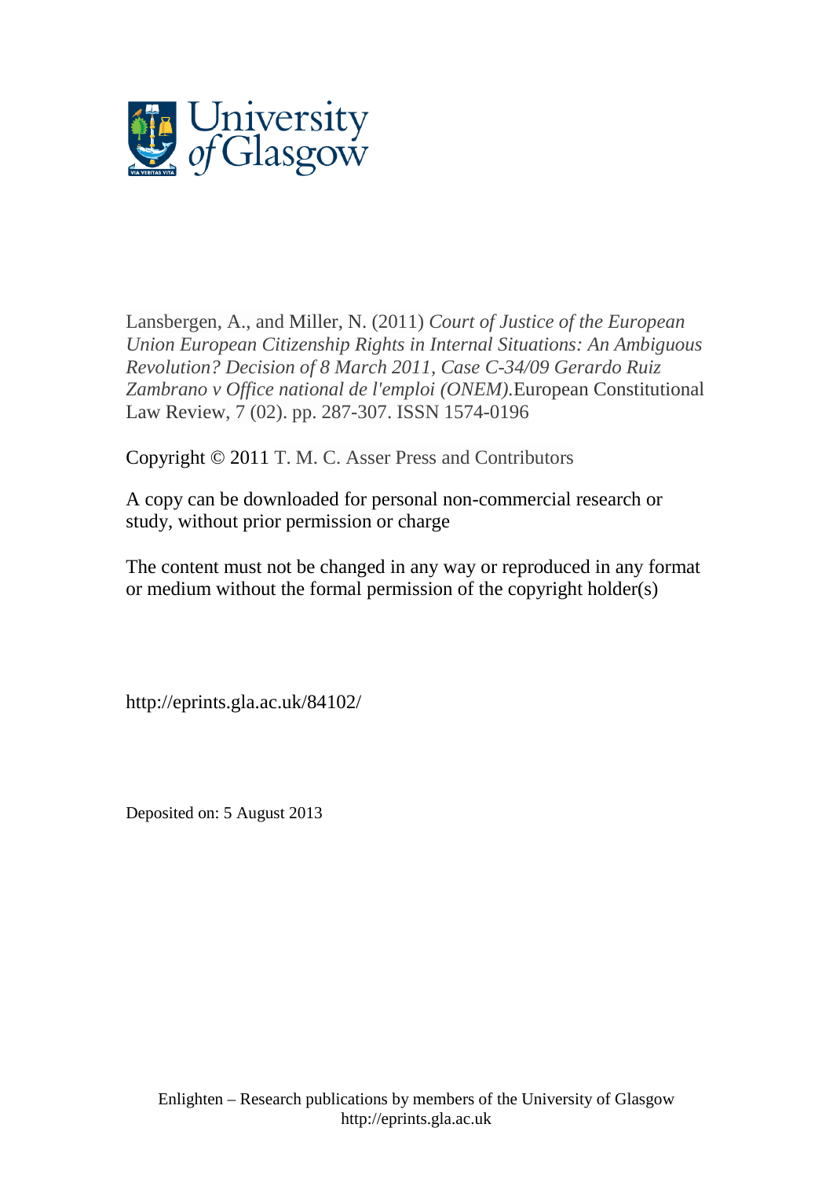University of Glasgow

Lansbergen, A., and Miller, N. (2011) *Court of Justice of the European Union European Citizenship Rights in Internal Situations: An Ambiguous Revolution? Decision of 8 March 2011, Case C-34/09 Gerardo Ruiz Zambrano v Office national de l'emploi (ONEM).* European Constitutional Law Review, 7 (02). pp. 287-307. ISSN 1574-0196

Copyright © 2011 T. M. C. Asser Press and Contributors

A copy can be downloaded for personal non-commercial research or study, without prior permission or charge

The content must not be changed in any way or reproduced in any format or medium without the formal permission of the copyright holder(s)

http://eprints.gla.ac.uk/84102/

Deposited on: 5 August 2013

Enlighten – Research publications by members of the University of Glasgow
http://eprints.gla.ac.uk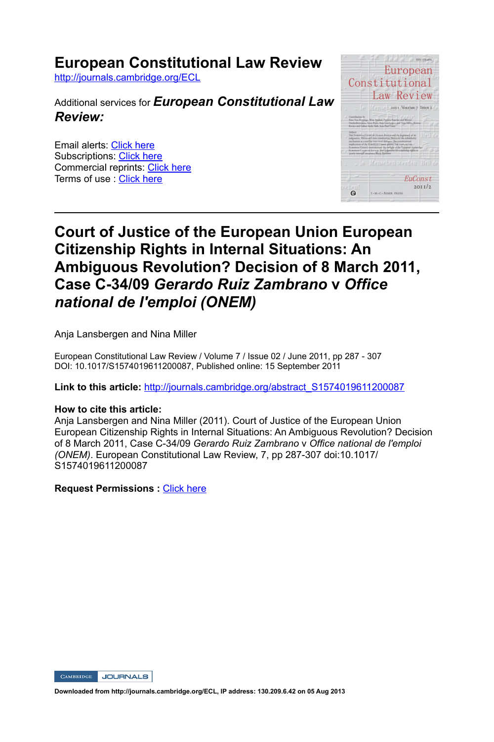# European Constitutional Law Review

http://journals.cambridge.org/ECL

Additional services for ***European Constitutional Law Review:***

Email alerts: Click here
Subscriptions: Click here
Commercial reprints: Click here
Terms of use : Click here

---

# Court of Justice of the European Union European Citizenship Rights in Internal Situations: An Ambiguous Revolution? Decision of 8 March 2011, Case C-34/09 *Gerardo Ruiz Zambrano* v *Office national de l'emploi (ONEM)*

Anja Lansbergen and Nina Miller

European Constitutional Law Review / Volume 7 / Issue 02 / June 2011, pp 287 - 307
DOI: 10.1017/S1574019611200087, Published online: 15 September 2011

**Link to this article:** http://journals.cambridge.org/abstract_S1574019611200087

**How to cite this article:**
Anja Lansbergen and Nina Miller (2011). Court of Justice of the European Union European Citizenship Rights in Internal Situations: An Ambiguous Revolution? Decision of 8 March 2011, Case C-34/09 *Gerardo Ruiz Zambrano* v *Office national de l'emploi (ONEM)*. European Constitutional Law Review, 7, pp 287-307 doi:10.1017/S1574019611200087

**Request Permissions :** Click here

**Downloaded from http://journals.cambridge.org/ECL, IP address: 130.209.6.42 on 05 Aug 2013**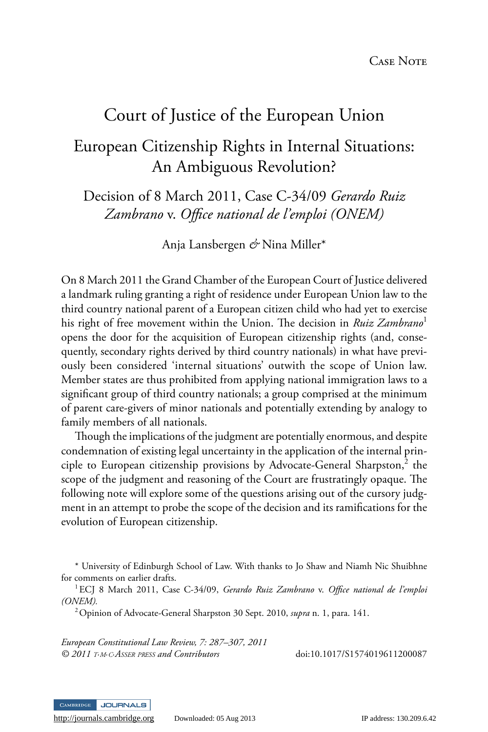Case Note

# Court of Justice of the European Union

## European Citizenship Rights in Internal Situations: An Ambiguous Revolution?

### Decision of 8 March 2011, Case C-34/09 *Gerardo Ruiz Zambrano* v. *Office national de l'emploi (ONEM)*

Anja Lansbergen *&* Nina Miller*

On 8 March 2011 the Grand Chamber of the European Court of Justice delivered a landmark ruling granting a right of residence under European Union law to the third country national parent of a European citizen child who had yet to exercise his right of free movement within the Union. The decision in *Ruiz Zambrano*[1] opens the door for the acquisition of European citizenship rights (and, consequently, secondary rights derived by third country nationals) in what have previously been considered 'internal situations' outwith the scope of Union law. Member states are thus prohibited from applying national immigration laws to a significant group of third country nationals; a group comprised at the minimum of parent care-givers of minor nationals and potentially extending by analogy to family members of all nationals.

Though the implications of the judgment are potentially enormous, and despite condemnation of existing legal uncertainty in the application of the internal principle to European citizenship provisions by Advocate-General Sharpston,[2] the scope of the judgment and reasoning of the Court are frustratingly opaque. The following note will explore some of the questions arising out of the cursory judgment in an attempt to probe the scope of the decision and its ramifications for the evolution of European citizenship.

\* University of Edinburgh School of Law. With thanks to Jo Shaw and Niamh Nic Shuibhne for comments on earlier drafts.

[1] ECJ 8 March 2011, Case C-34/09, *Gerardo Ruiz Zambrano* v. *Office national de l'emploi (ONEM).*

[2] Opinion of Advocate-General Sharpston 30 Sept. 2010, *supra* n. 1, para. 141.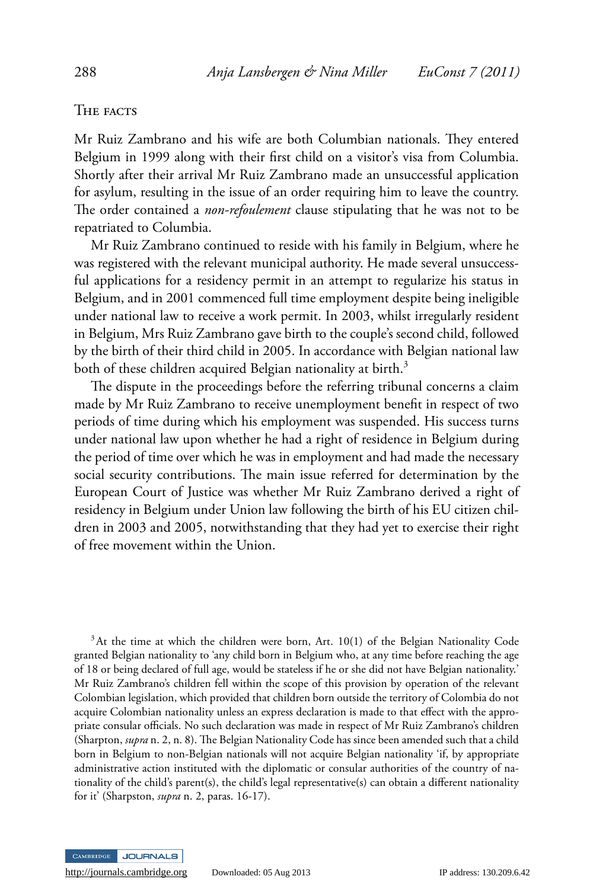## The facts

Mr Ruiz Zambrano and his wife are both Columbian nationals. They entered Belgium in 1999 along with their first child on a visitor's visa from Columbia. Shortly after their arrival Mr Ruiz Zambrano made an unsuccessful application for asylum, resulting in the issue of an order requiring him to leave the country. The order contained a *non-refoulement* clause stipulating that he was not to be repatriated to Columbia.

Mr Ruiz Zambrano continued to reside with his family in Belgium, where he was registered with the relevant municipal authority. He made several unsuccessful applications for a residency permit in an attempt to regularize his status in Belgium, and in 2001 commenced full time employment despite being ineligible under national law to receive a work permit. In 2003, whilst irregularly resident in Belgium, Mrs Ruiz Zambrano gave birth to the couple's second child, followed by the birth of their third child in 2005. In accordance with Belgian national law both of these children acquired Belgian nationality at birth.[3]

The dispute in the proceedings before the referring tribunal concerns a claim made by Mr Ruiz Zambrano to receive unemployment benefit in respect of two periods of time during which his employment was suspended. His success turns under national law upon whether he had a right of residence in Belgium during the period of time over which he was in employment and had made the necessary social security contributions. The main issue referred for determination by the European Court of Justice was whether Mr Ruiz Zambrano derived a right of residency in Belgium under Union law following the birth of his EU citizen children in 2003 and 2005, notwithstanding that they had yet to exercise their right of free movement within the Union.

[3] At the time at which the children were born, Art. 10(1) of the Belgian Nationality Code granted Belgian nationality to 'any child born in Belgium who, at any time before reaching the age of 18 or being declared of full age, would be stateless if he or she did not have Belgian nationality.' Mr Ruiz Zambrano's children fell within the scope of this provision by operation of the relevant Colombian legislation, which provided that children born outside the territory of Colombia do not acquire Colombian nationality unless an express declaration is made to that effect with the appropriate consular officials. No such declaration was made in respect of Mr Ruiz Zambrano's children (Sharpton, *supra* n. 2, n. 8). The Belgian Nationality Code has since been amended such that a child born in Belgium to non-Belgian nationals will not acquire Belgian nationality 'if, by appropriate administrative action instituted with the diplomatic or consular authorities of the country of nationality of the child's parent(s), the child's legal representative(s) can obtain a different nationality for it' (Sharpston, *supra* n. 2, paras. 16-17).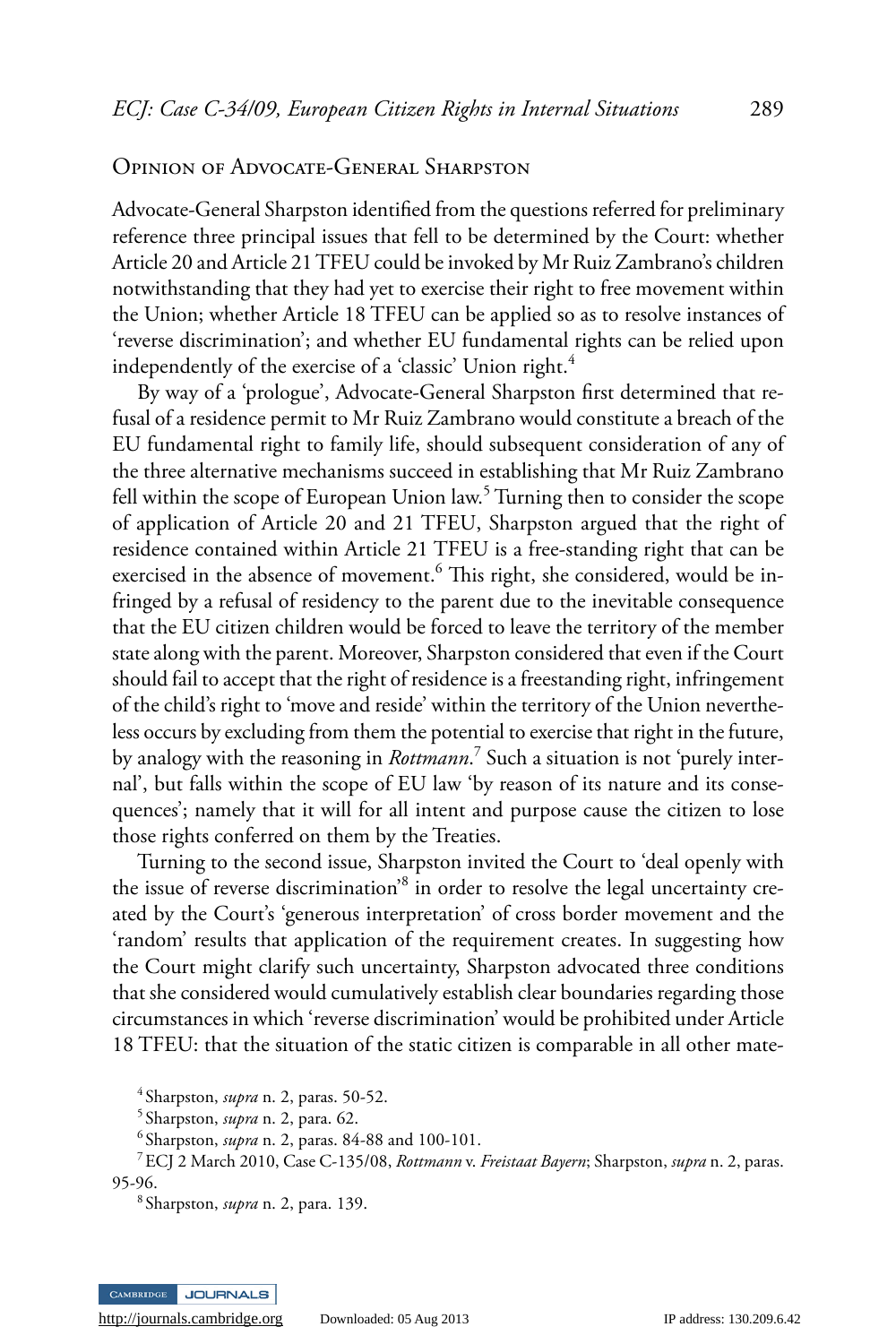## Opinion of Advocate-General Sharpston

Advocate-General Sharpston identified from the questions referred for preliminary reference three principal issues that fell to be determined by the Court: whether Article 20 and Article 21 TFEU could be invoked by Mr Ruiz Zambrano's children notwithstanding that they had yet to exercise their right to free movement within the Union; whether Article 18 TFEU can be applied so as to resolve instances of 'reverse discrimination'; and whether EU fundamental rights can be relied upon independently of the exercise of a 'classic' Union right.[4]

By way of a 'prologue', Advocate-General Sharpston first determined that refusal of a residence permit to Mr Ruiz Zambrano would constitute a breach of the EU fundamental right to family life, should subsequent consideration of any of the three alternative mechanisms succeed in establishing that Mr Ruiz Zambrano fell within the scope of European Union law.[5] Turning then to consider the scope of application of Article 20 and 21 TFEU, Sharpston argued that the right of residence contained within Article 21 TFEU is a free-standing right that can be exercised in the absence of movement.[6] This right, she considered, would be infringed by a refusal of residency to the parent due to the inevitable consequence that the EU citizen children would be forced to leave the territory of the member state along with the parent. Moreover, Sharpston considered that even if the Court should fail to accept that the right of residence is a freestanding right, infringement of the child's right to 'move and reside' within the territory of the Union nevertheless occurs by excluding from them the potential to exercise that right in the future, by analogy with the reasoning in *Rottmann*.[7] Such a situation is not 'purely internal', but falls within the scope of EU law 'by reason of its nature and its consequences'; namely that it will for all intent and purpose cause the citizen to lose those rights conferred on them by the Treaties.

Turning to the second issue, Sharpston invited the Court to 'deal openly with the issue of reverse discrimination'[8] in order to resolve the legal uncertainty created by the Court's 'generous interpretation' of cross border movement and the 'random' results that application of the requirement creates. In suggesting how the Court might clarify such uncertainty, Sharpston advocated three conditions that she considered would cumulatively establish clear boundaries regarding those circumstances in which 'reverse discrimination' would be prohibited under Article 18 TFEU: that the situation of the static citizen is comparable in all other mate-

[4] Sharpston, *supra* n. 2, paras. 50-52.

[5] Sharpston, *supra* n. 2, para. 62.

[6] Sharpston, *supra* n. 2, paras. 84-88 and 100-101.

[7] ECJ 2 March 2010, Case C-135/08, *Rottmann* v. *Freistaat Bayern*; Sharpston, *supra* n. 2, paras. 95-96.

[8] Sharpston, *supra* n. 2, para. 139.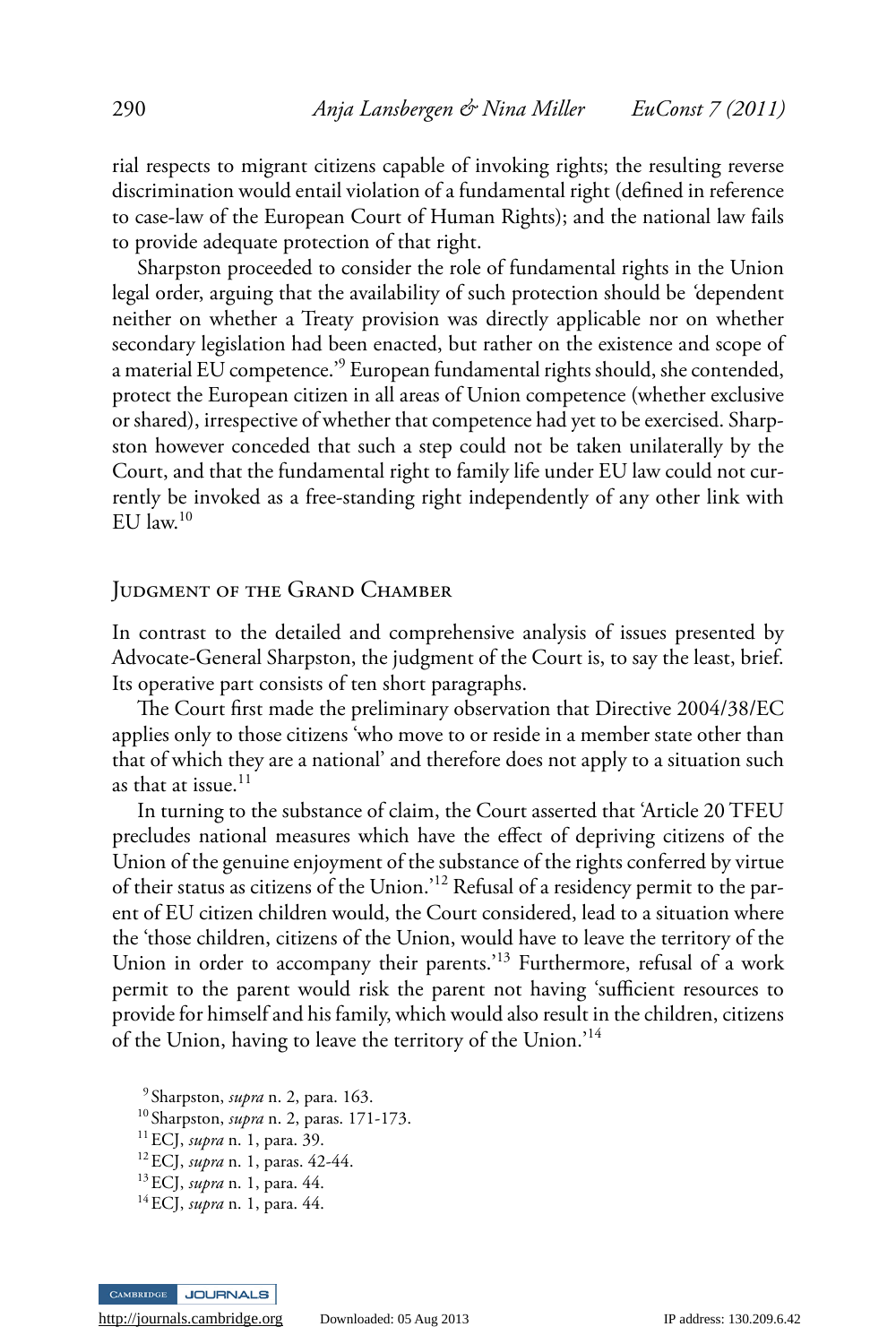rial respects to migrant citizens capable of invoking rights; the resulting reverse discrimination would entail violation of a fundamental right (defined in reference to case-law of the European Court of Human Rights); and the national law fails to provide adequate protection of that right.

Sharpston proceeded to consider the role of fundamental rights in the Union legal order, arguing that the availability of such protection should be 'dependent neither on whether a Treaty provision was directly applicable nor on whether secondary legislation had been enacted, but rather on the existence and scope of a material EU competence.'[9] European fundamental rights should, she contended, protect the European citizen in all areas of Union competence (whether exclusive or shared), irrespective of whether that competence had yet to be exercised. Sharpston however conceded that such a step could not be taken unilaterally by the Court, and that the fundamental right to family life under EU law could not currently be invoked as a free-standing right independently of any other link with EU law.[10]

## Judgment of the Grand Chamber

In contrast to the detailed and comprehensive analysis of issues presented by Advocate-General Sharpston, the judgment of the Court is, to say the least, brief. Its operative part consists of ten short paragraphs.

The Court first made the preliminary observation that Directive 2004/38/EC applies only to those citizens 'who move to or reside in a member state other than that of which they are a national' and therefore does not apply to a situation such as that at issue.[11]

In turning to the substance of claim, the Court asserted that 'Article 20 TFEU precludes national measures which have the effect of depriving citizens of the Union of the genuine enjoyment of the substance of the rights conferred by virtue of their status as citizens of the Union.'[12] Refusal of a residency permit to the parent of EU citizen children would, the Court considered, lead to a situation where the 'those children, citizens of the Union, would have to leave the territory of the Union in order to accompany their parents.'[13] Furthermore, refusal of a work permit to the parent would risk the parent not having 'sufficient resources to provide for himself and his family, which would also result in the children, citizens of the Union, having to leave the territory of the Union.'[14]

[9] Sharpston, *supra* n. 2, para. 163.
[10] Sharpston, *supra* n. 2, paras. 171-173.
[11] ECJ, *supra* n. 1, para. 39.
[12] ECJ, *supra* n. 1, paras. 42-44.
[13] ECJ, *supra* n. 1, para. 44.
[14] ECJ, *supra* n. 1, para. 44.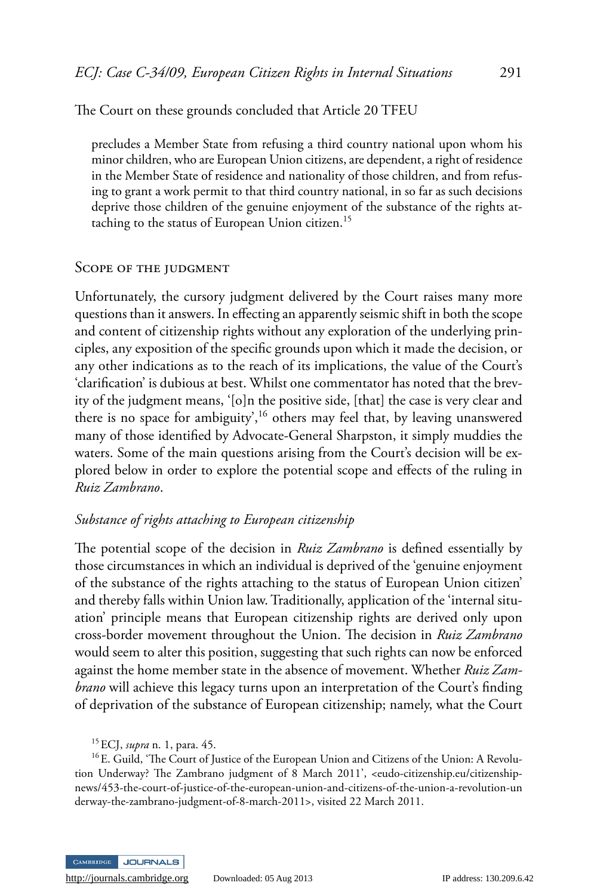The Court on these grounds concluded that Article 20 TFEU

> precludes a Member State from refusing a third country national upon whom his minor children, who are European Union citizens, are dependent, a right of residence in the Member State of residence and nationality of those children, and from refusing to grant a work permit to that third country national, in so far as such decisions deprive those children of the genuine enjoyment of the substance of the rights attaching to the status of European Union citizen.[15]

## Scope of the judgment

Unfortunately, the cursory judgment delivered by the Court raises many more questions than it answers. In effecting an apparently seismic shift in both the scope and content of citizenship rights without any exploration of the underlying principles, any exposition of the specific grounds upon which it made the decision, or any other indications as to the reach of its implications, the value of the Court's 'clarification' is dubious at best. Whilst one commentator has noted that the brevity of the judgment means, '[o]n the positive side, [that] the case is very clear and there is no space for ambiguity',[16] others may feel that, by leaving unanswered many of those identified by Advocate-General Sharpston, it simply muddies the waters. Some of the main questions arising from the Court's decision will be explored below in order to explore the potential scope and effects of the ruling in *Ruiz Zambrano*.

### *Substance of rights attaching to European citizenship*

The potential scope of the decision in *Ruiz Zambrano* is defined essentially by those circumstances in which an individual is deprived of the 'genuine enjoyment of the substance of the rights attaching to the status of European Union citizen' and thereby falls within Union law. Traditionally, application of the 'internal situation' principle means that European citizenship rights are derived only upon cross-border movement throughout the Union. The decision in *Ruiz Zambrano* would seem to alter this position, suggesting that such rights can now be enforced against the home member state in the absence of movement. Whether *Ruiz Zambrano* will achieve this legacy turns upon an interpretation of the Court's finding of deprivation of the substance of European citizenship; namely, what the Court

[15] ECJ, *supra* n. 1, para. 45.

[16] E. Guild, 'The Court of Justice of the European Union and Citizens of the Union: A Revolution Underway? The Zambrano judgment of 8 March 2011', <eudo-citizenship.eu/citizenship-news/453-the-court-of-justice-of-the-european-union-and-citizens-of-the-union-a-revolution-underway-the-zambrano-judgment-of-8-march-2011>, visited 22 March 2011.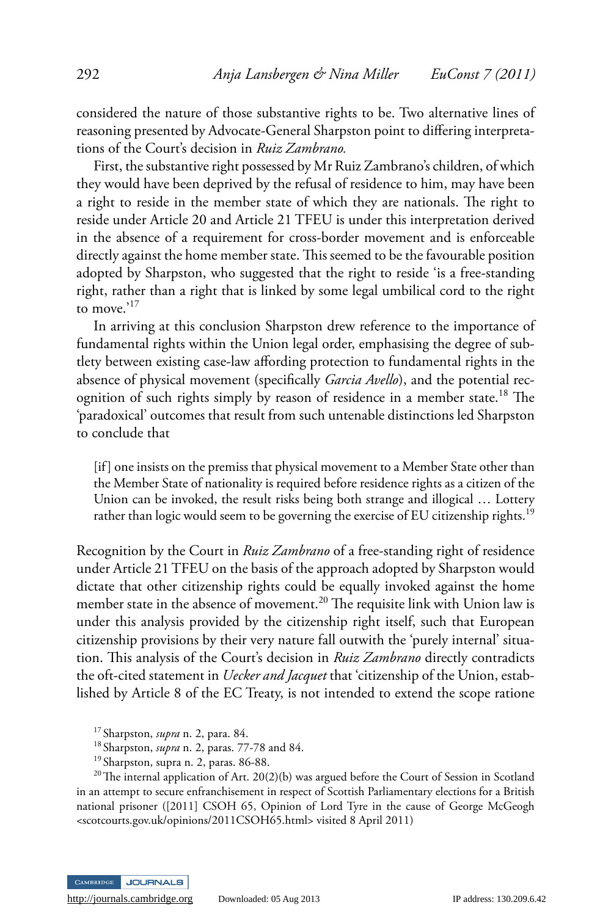considered the nature of those substantive rights to be. Two alternative lines of reasoning presented by Advocate-General Sharpston point to differing interpretations of the Court's decision in *Ruiz Zambrano.*

First, the substantive right possessed by Mr Ruiz Zambrano's children, of which they would have been deprived by the refusal of residence to him, may have been a right to reside in the member state of which they are nationals. The right to reside under Article 20 and Article 21 TFEU is under this interpretation derived in the absence of a requirement for cross-border movement and is enforceable directly against the home member state. This seemed to be the favourable position adopted by Sharpston, who suggested that the right to reside 'is a free-standing right, rather than a right that is linked by some legal umbilical cord to the right to move.'[17]

In arriving at this conclusion Sharpston drew reference to the importance of fundamental rights within the Union legal order, emphasising the degree of subtlety between existing case-law affording protection to fundamental rights in the absence of physical movement (specifically *Garcia Avello*), and the potential recognition of such rights simply by reason of residence in a member state.[18] The 'paradoxical' outcomes that result from such untenable distinctions led Sharpston to conclude that

> [if] one insists on the premiss that physical movement to a Member State other than the Member State of nationality is required before residence rights as a citizen of the Union can be invoked, the result risks being both strange and illogical … Lottery rather than logic would seem to be governing the exercise of EU citizenship rights.[19]

Recognition by the Court in *Ruiz Zambrano* of a free-standing right of residence under Article 21 TFEU on the basis of the approach adopted by Sharpston would dictate that other citizenship rights could be equally invoked against the home member state in the absence of movement.[20] The requisite link with Union law is under this analysis provided by the citizenship right itself, such that European citizenship provisions by their very nature fall outwith the 'purely internal' situation. This analysis of the Court's decision in *Ruiz Zambrano* directly contradicts the oft-cited statement in *Uecker and Jacquet* that 'citizenship of the Union, established by Article 8 of the EC Treaty, is not intended to extend the scope ratione

[17] Sharpston, *supra* n. 2, para. 84.

[18] Sharpston, *supra* n. 2, paras. 77-78 and 84.

[19] Sharpston, supra n. 2, paras. 86-88.

[20] The internal application of Art. 20(2)(b) was argued before the Court of Session in Scotland in an attempt to secure enfranchisement in respect of Scottish Parliamentary elections for a British national prisoner ([2011] CSOH 65, Opinion of Lord Tyre in the cause of George McGeogh <scotcourts.gov.uk/opinions/2011CSOH65.html> visited 8 April 2011)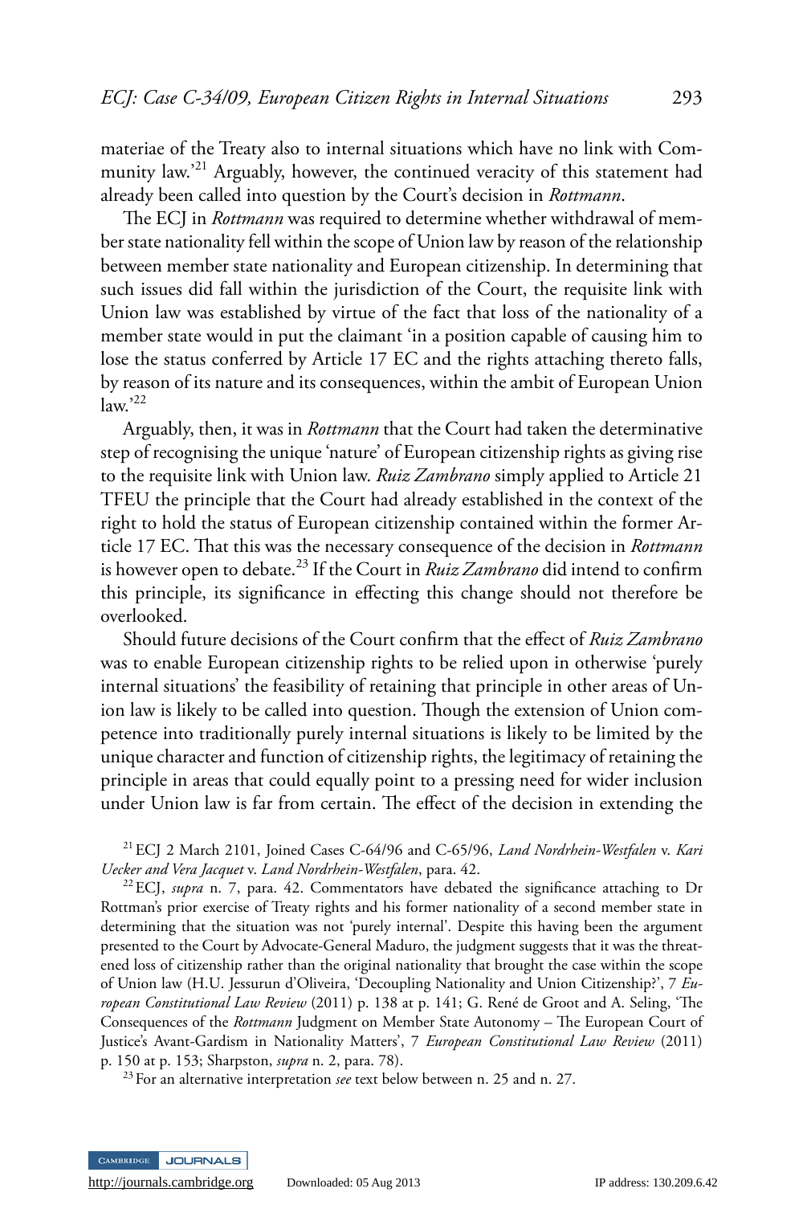materiae of the Treaty also to internal situations which have no link with Community law.'[21] Arguably, however, the continued veracity of this statement had already been called into question by the Court's decision in *Rottmann*.

The ECJ in *Rottmann* was required to determine whether withdrawal of member state nationality fell within the scope of Union law by reason of the relationship between member state nationality and European citizenship. In determining that such issues did fall within the jurisdiction of the Court, the requisite link with Union law was established by virtue of the fact that loss of the nationality of a member state would in put the claimant 'in a position capable of causing him to lose the status conferred by Article 17 EC and the rights attaching thereto falls, by reason of its nature and its consequences, within the ambit of European Union law.'[22]

Arguably, then, it was in *Rottmann* that the Court had taken the determinative step of recognising the unique 'nature' of European citizenship rights as giving rise to the requisite link with Union law. *Ruiz Zambrano* simply applied to Article 21 TFEU the principle that the Court had already established in the context of the right to hold the status of European citizenship contained within the former Article 17 EC. That this was the necessary consequence of the decision in *Rottmann* is however open to debate.[23] If the Court in *Ruiz Zambrano* did intend to confirm this principle, its significance in effecting this change should not therefore be overlooked.

Should future decisions of the Court confirm that the effect of *Ruiz Zambrano* was to enable European citizenship rights to be relied upon in otherwise 'purely internal situations' the feasibility of retaining that principle in other areas of Union law is likely to be called into question. Though the extension of Union competence into traditionally purely internal situations is likely to be limited by the unique character and function of citizenship rights, the legitimacy of retaining the principle in areas that could equally point to a pressing need for wider inclusion under Union law is far from certain. The effect of the decision in extending the

[21] ECJ 2 March 2101, Joined Cases C-64/96 and C-65/96, *Land Nordrhein-Westfalen* v. *Kari Uecker and Vera Jacquet* v. *Land Nordrhein-Westfalen*, para. 42.

[22] ECJ, *supra* n. 7, para. 42. Commentators have debated the significance attaching to Dr Rottman's prior exercise of Treaty rights and his former nationality of a second member state in determining that the situation was not 'purely internal'. Despite this having been the argument presented to the Court by Advocate-General Maduro, the judgment suggests that it was the threatened loss of citizenship rather than the original nationality that brought the case within the scope of Union law (H.U. Jessurun d'Oliveira, 'Decoupling Nationality and Union Citizenship?', 7 *European Constitutional Law Review* (2011) p. 138 at p. 141; G. René de Groot and A. Seling, 'The Consequences of the *Rottmann* Judgment on Member State Autonomy – The European Court of Justice's Avant-Gardism in Nationality Matters', 7 *European Constitutional Law Review* (2011) p. 150 at p. 153; Sharpston, *supra* n. 2, para. 78).

[23] For an alternative interpretation *see* text below between n. 25 and n. 27.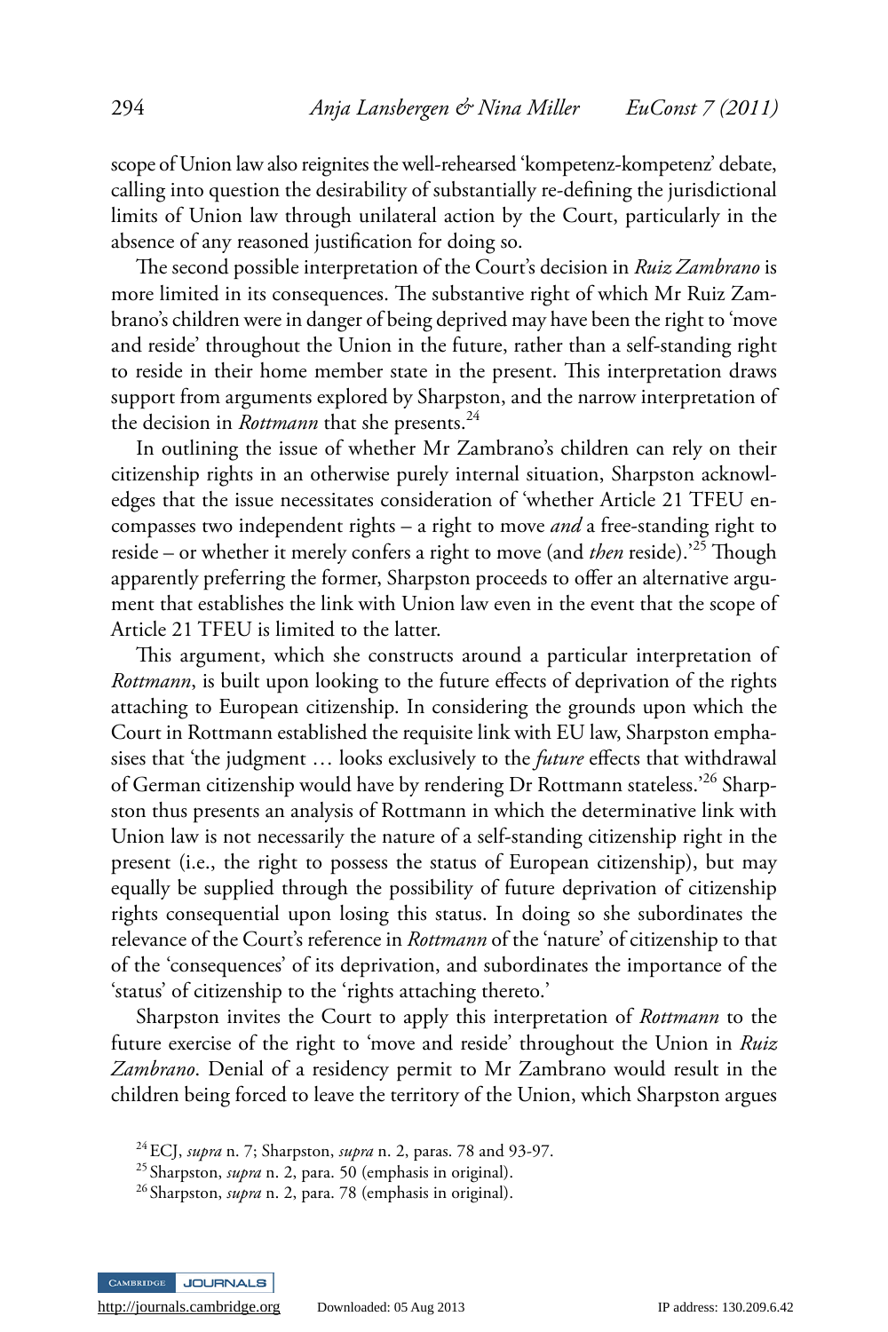scope of Union law also reignites the well-rehearsed 'kompetenz-kompetenz' debate, calling into question the desirability of substantially re-defining the jurisdictional limits of Union law through unilateral action by the Court, particularly in the absence of any reasoned justification for doing so.

The second possible interpretation of the Court's decision in *Ruiz Zambrano* is more limited in its consequences. The substantive right of which Mr Ruiz Zambrano's children were in danger of being deprived may have been the right to 'move and reside' throughout the Union in the future, rather than a self-standing right to reside in their home member state in the present. This interpretation draws support from arguments explored by Sharpston, and the narrow interpretation of the decision in *Rottmann* that she presents.[24]

In outlining the issue of whether Mr Zambrano's children can rely on their citizenship rights in an otherwise purely internal situation, Sharpston acknowledges that the issue necessitates consideration of 'whether Article 21 TFEU encompasses two independent rights – a right to move *and* a free-standing right to reside – or whether it merely confers a right to move (and *then* reside).'[25] Though apparently preferring the former, Sharpston proceeds to offer an alternative argument that establishes the link with Union law even in the event that the scope of Article 21 TFEU is limited to the latter.

This argument, which she constructs around a particular interpretation of *Rottmann*, is built upon looking to the future effects of deprivation of the rights attaching to European citizenship. In considering the grounds upon which the Court in Rottmann established the requisite link with EU law, Sharpston emphasises that 'the judgment … looks exclusively to the *future* effects that withdrawal of German citizenship would have by rendering Dr Rottmann stateless.'[26] Sharpston thus presents an analysis of Rottmann in which the determinative link with Union law is not necessarily the nature of a self-standing citizenship right in the present (i.e., the right to possess the status of European citizenship), but may equally be supplied through the possibility of future deprivation of citizenship rights consequential upon losing this status. In doing so she subordinates the relevance of the Court's reference in *Rottmann* of the 'nature' of citizenship to that of the 'consequences' of its deprivation, and subordinates the importance of the 'status' of citizenship to the 'rights attaching thereto.'

Sharpston invites the Court to apply this interpretation of *Rottmann* to the future exercise of the right to 'move and reside' throughout the Union in *Ruiz Zambrano*. Denial of a residency permit to Mr Zambrano would result in the children being forced to leave the territory of the Union, which Sharpston argues

[24] ECJ, *supra* n. 7; Sharpston, *supra* n. 2, paras. 78 and 93-97.

[25] Sharpston, *supra* n. 2, para. 50 (emphasis in original).

[26] Sharpston, *supra* n. 2, para. 78 (emphasis in original).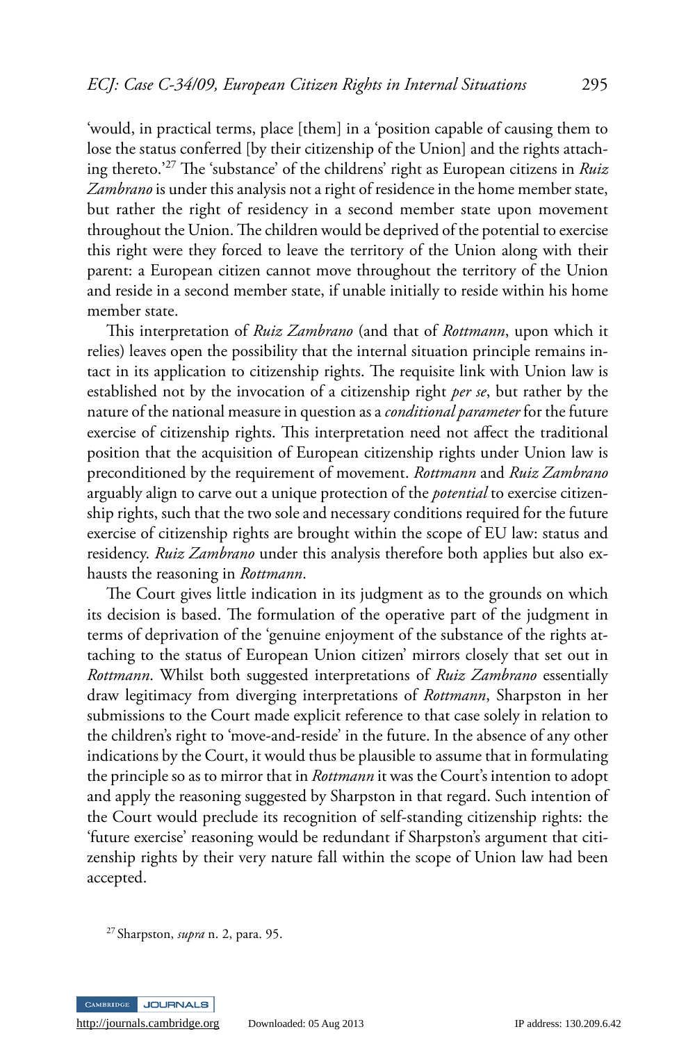'would, in practical terms, place [them] in a 'position capable of causing them to lose the status conferred [by their citizenship of the Union] and the rights attaching thereto.'[27] The 'substance' of the childrens' right as European citizens in *Ruiz Zambrano* is under this analysis not a right of residence in the home member state, but rather the right of residency in a second member state upon movement throughout the Union. The children would be deprived of the potential to exercise this right were they forced to leave the territory of the Union along with their parent: a European citizen cannot move throughout the territory of the Union and reside in a second member state, if unable initially to reside within his home member state.

This interpretation of *Ruiz Zambrano* (and that of *Rottmann*, upon which it relies) leaves open the possibility that the internal situation principle remains intact in its application to citizenship rights. The requisite link with Union law is established not by the invocation of a citizenship right *per se*, but rather by the nature of the national measure in question as a *conditional parameter* for the future exercise of citizenship rights. This interpretation need not affect the traditional position that the acquisition of European citizenship rights under Union law is preconditioned by the requirement of movement. *Rottmann* and *Ruiz Zambrano* arguably align to carve out a unique protection of the *potential* to exercise citizenship rights, such that the two sole and necessary conditions required for the future exercise of citizenship rights are brought within the scope of EU law: status and residency. *Ruiz Zambrano* under this analysis therefore both applies but also exhausts the reasoning in *Rottmann*.

The Court gives little indication in its judgment as to the grounds on which its decision is based. The formulation of the operative part of the judgment in terms of deprivation of the 'genuine enjoyment of the substance of the rights attaching to the status of European Union citizen' mirrors closely that set out in *Rottmann*. Whilst both suggested interpretations of *Ruiz Zambrano* essentially draw legitimacy from diverging interpretations of *Rottmann*, Sharpston in her submissions to the Court made explicit reference to that case solely in relation to the children's right to 'move-and-reside' in the future. In the absence of any other indications by the Court, it would thus be plausible to assume that in formulating the principle so as to mirror that in *Rottmann* it was the Court's intention to adopt and apply the reasoning suggested by Sharpston in that regard. Such intention of the Court would preclude its recognition of self-standing citizenship rights: the 'future exercise' reasoning would be redundant if Sharpston's argument that citizenship rights by their very nature fall within the scope of Union law had been accepted.

[27] Sharpston, *supra* n. 2, para. 95.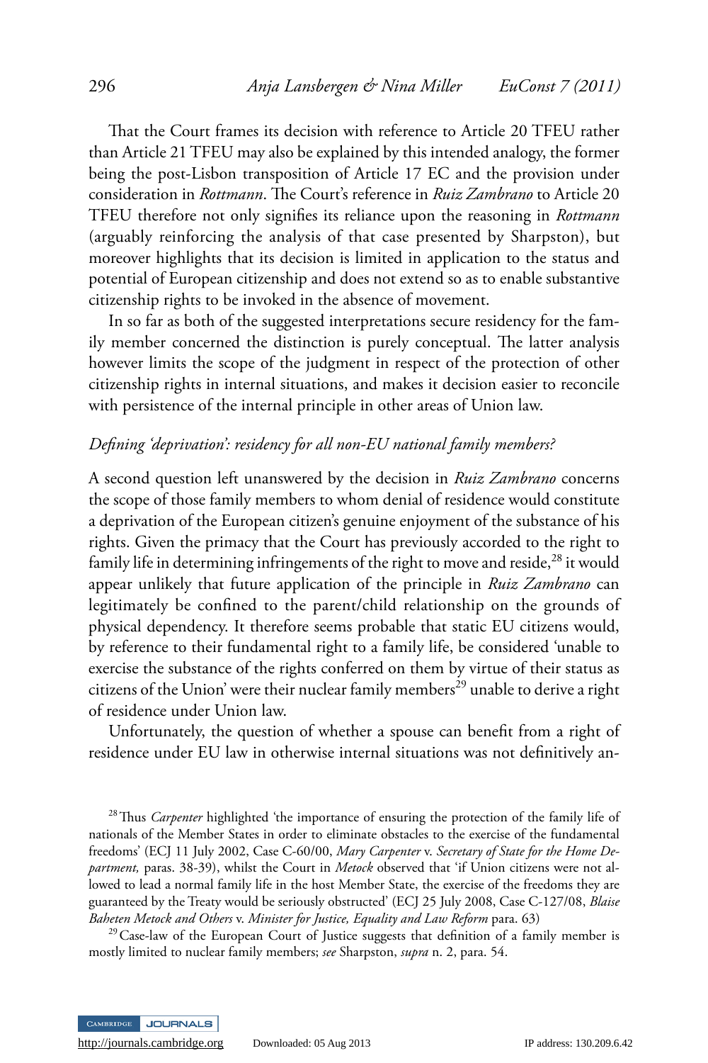That the Court frames its decision with reference to Article 20 TFEU rather than Article 21 TFEU may also be explained by this intended analogy, the former being the post-Lisbon transposition of Article 17 EC and the provision under consideration in *Rottmann*. The Court's reference in *Ruiz Zambrano* to Article 20 TFEU therefore not only signifies its reliance upon the reasoning in *Rottmann* (arguably reinforcing the analysis of that case presented by Sharpston), but moreover highlights that its decision is limited in application to the status and potential of European citizenship and does not extend so as to enable substantive citizenship rights to be invoked in the absence of movement.

In so far as both of the suggested interpretations secure residency for the family member concerned the distinction is purely conceptual. The latter analysis however limits the scope of the judgment in respect of the protection of other citizenship rights in internal situations, and makes it decision easier to reconcile with persistence of the internal principle in other areas of Union law.

### *Defining 'deprivation': residency for all non-EU national family members?*

A second question left unanswered by the decision in *Ruiz Zambrano* concerns the scope of those family members to whom denial of residence would constitute a deprivation of the European citizen's genuine enjoyment of the substance of his rights. Given the primacy that the Court has previously accorded to the right to family life in determining infringements of the right to move and reside,[28] it would appear unlikely that future application of the principle in *Ruiz Zambrano* can legitimately be confined to the parent/child relationship on the grounds of physical dependency. It therefore seems probable that static EU citizens would, by reference to their fundamental right to a family life, be considered 'unable to exercise the substance of the rights conferred on them by virtue of their status as citizens of the Union' were their nuclear family members[29] unable to derive a right of residence under Union law.

Unfortunately, the question of whether a spouse can benefit from a right of residence under EU law in otherwise internal situations was not definitively an-

[28] Thus *Carpenter* highlighted 'the importance of ensuring the protection of the family life of nationals of the Member States in order to eliminate obstacles to the exercise of the fundamental freedoms' (ECJ 11 July 2002, Case C-60/00, *Mary Carpenter* v. *Secretary of State for the Home Department,* paras. 38-39), whilst the Court in *Metock* observed that 'if Union citizens were not allowed to lead a normal family life in the host Member State, the exercise of the freedoms they are guaranteed by the Treaty would be seriously obstructed' (ECJ 25 July 2008, Case C-127/08, *Blaise Baheten Metock and Others* v. *Minister for Justice, Equality and Law Reform* para. 63)

[29] Case-law of the European Court of Justice suggests that definition of a family member is mostly limited to nuclear family members; *see* Sharpston, *supra* n. 2, para. 54.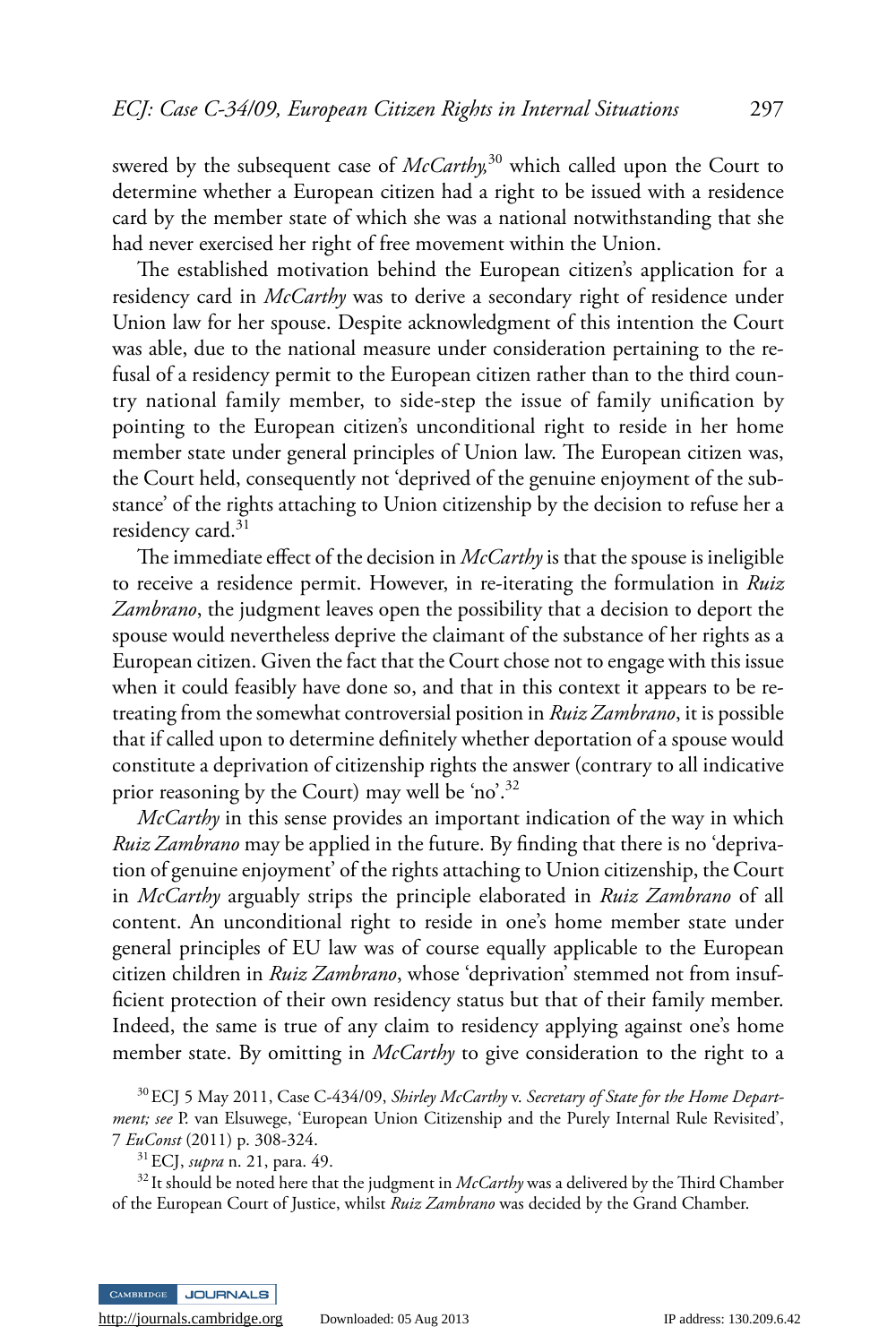swered by the subsequent case of *McCarthy*,[30] which called upon the Court to determine whether a European citizen had a right to be issued with a residence card by the member state of which she was a national notwithstanding that she had never exercised her right of free movement within the Union.

The established motivation behind the European citizen's application for a residency card in *McCarthy* was to derive a secondary right of residence under Union law for her spouse. Despite acknowledgment of this intention the Court was able, due to the national measure under consideration pertaining to the refusal of a residency permit to the European citizen rather than to the third country national family member, to side-step the issue of family unification by pointing to the European citizen's unconditional right to reside in her home member state under general principles of Union law. The European citizen was, the Court held, consequently not 'deprived of the genuine enjoyment of the substance' of the rights attaching to Union citizenship by the decision to refuse her a residency card.[31]

The immediate effect of the decision in *McCarthy* is that the spouse is ineligible to receive a residence permit. However, in re-iterating the formulation in *Ruiz Zambrano*, the judgment leaves open the possibility that a decision to deport the spouse would nevertheless deprive the claimant of the substance of her rights as a European citizen. Given the fact that the Court chose not to engage with this issue when it could feasibly have done so, and that in this context it appears to be retreating from the somewhat controversial position in *Ruiz Zambrano*, it is possible that if called upon to determine definitely whether deportation of a spouse would constitute a deprivation of citizenship rights the answer (contrary to all indicative prior reasoning by the Court) may well be 'no'.[32]

*McCarthy* in this sense provides an important indication of the way in which *Ruiz Zambrano* may be applied in the future. By finding that there is no 'deprivation of genuine enjoyment' of the rights attaching to Union citizenship, the Court in *McCarthy* arguably strips the principle elaborated in *Ruiz Zambrano* of all content. An unconditional right to reside in one's home member state under general principles of EU law was of course equally applicable to the European citizen children in *Ruiz Zambrano*, whose 'deprivation' stemmed not from insufficient protection of their own residency status but that of their family member. Indeed, the same is true of any claim to residency applying against one's home member state. By omitting in *McCarthy* to give consideration to the right to a

[30] ECJ 5 May 2011, Case C-434/09, *Shirley McCarthy* v. *Secretary of State for the Home Department; see* P. van Elsuwege, 'European Union Citizenship and the Purely Internal Rule Revisited', 7 *EuConst* (2011) p. 308-324.

[31] ECJ, *supra* n. 21, para. 49.

[32] It should be noted here that the judgment in *McCarthy* was a delivered by the Third Chamber of the European Court of Justice, whilst *Ruiz Zambrano* was decided by the Grand Chamber.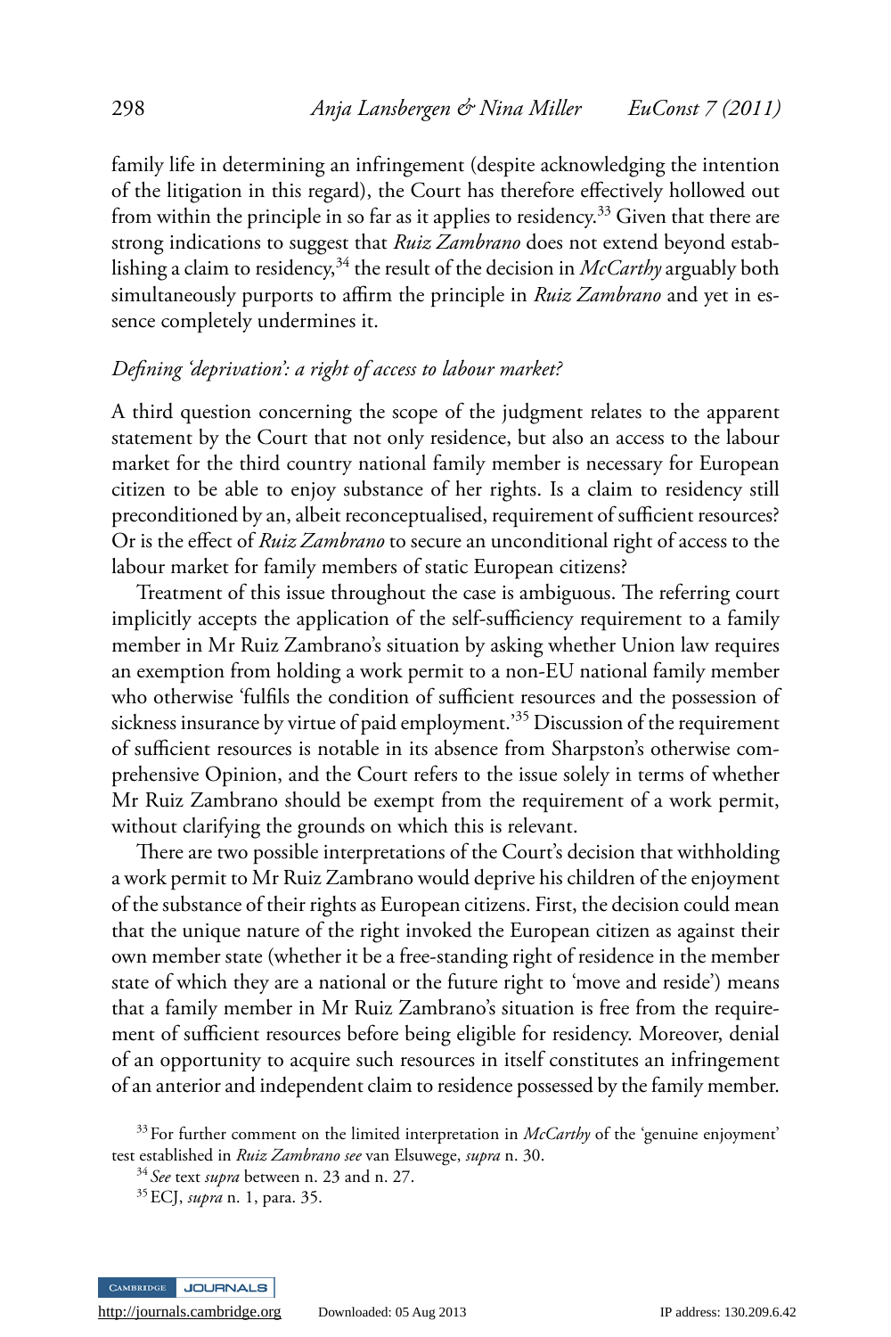family life in determining an infringement (despite acknowledging the intention of the litigation in this regard), the Court has therefore effectively hollowed out from within the principle in so far as it applies to residency.[33] Given that there are strong indications to suggest that *Ruiz Zambrano* does not extend beyond establishing a claim to residency,[34] the result of the decision in *McCarthy* arguably both simultaneously purports to affirm the principle in *Ruiz Zambrano* and yet in essence completely undermines it.

### *Defining 'deprivation': a right of access to labour market?*

A third question concerning the scope of the judgment relates to the apparent statement by the Court that not only residence, but also an access to the labour market for the third country national family member is necessary for European citizen to be able to enjoy substance of her rights. Is a claim to residency still preconditioned by an, albeit reconceptualised, requirement of sufficient resources? Or is the effect of *Ruiz Zambrano* to secure an unconditional right of access to the labour market for family members of static European citizens?

Treatment of this issue throughout the case is ambiguous. The referring court implicitly accepts the application of the self-sufficiency requirement to a family member in Mr Ruiz Zambrano's situation by asking whether Union law requires an exemption from holding a work permit to a non-EU national family member who otherwise 'fulfils the condition of sufficient resources and the possession of sickness insurance by virtue of paid employment.'[35] Discussion of the requirement of sufficient resources is notable in its absence from Sharpston's otherwise comprehensive Opinion, and the Court refers to the issue solely in terms of whether Mr Ruiz Zambrano should be exempt from the requirement of a work permit, without clarifying the grounds on which this is relevant.

There are two possible interpretations of the Court's decision that withholding a work permit to Mr Ruiz Zambrano would deprive his children of the enjoyment of the substance of their rights as European citizens. First, the decision could mean that the unique nature of the right invoked the European citizen as against their own member state (whether it be a free-standing right of residence in the member state of which they are a national or the future right to 'move and reside') means that a family member in Mr Ruiz Zambrano's situation is free from the requirement of sufficient resources before being eligible for residency. Moreover, denial of an opportunity to acquire such resources in itself constitutes an infringement of an anterior and independent claim to residence possessed by the family member.

[33] For further comment on the limited interpretation in *McCarthy* of the 'genuine enjoyment' test established in *Ruiz Zambrano see* van Elsuwege, *supra* n. 30.

[34] *See* text *supra* between n. 23 and n. 27.

[35] ECJ, *supra* n. 1, para. 35.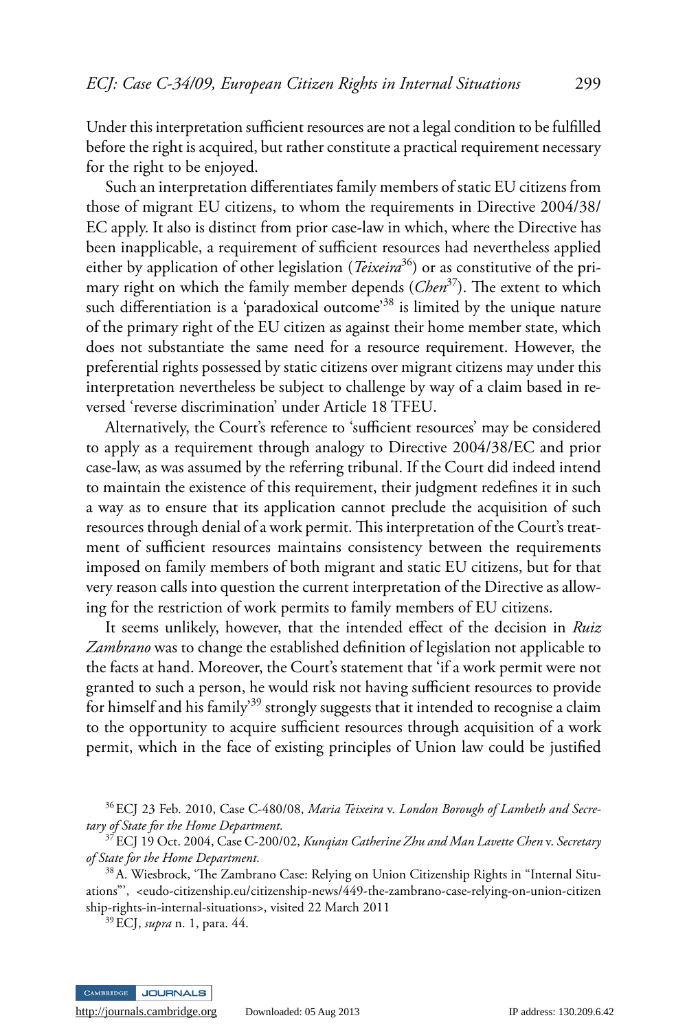Under this interpretation sufficient resources are not a legal condition to be fulfilled before the right is acquired, but rather constitute a practical requirement necessary for the right to be enjoyed.

Such an interpretation differentiates family members of static EU citizens from those of migrant EU citizens, to whom the requirements in Directive 2004/38/EC apply. It also is distinct from prior case-law in which, where the Directive has been inapplicable, a requirement of sufficient resources had nevertheless applied either by application of other legislation (*Teixeira*[36]) or as constitutive of the primary right on which the family member depends (*Chen*[37]). The extent to which such differentiation is a 'paradoxical outcome'[38] is limited by the unique nature of the primary right of the EU citizen as against their home member state, which does not substantiate the same need for a resource requirement. However, the preferential rights possessed by static citizens over migrant citizens may under this interpretation nevertheless be subject to challenge by way of a claim based in reversed 'reverse discrimination' under Article 18 TFEU.

Alternatively, the Court's reference to 'sufficient resources' may be considered to apply as a requirement through analogy to Directive 2004/38/EC and prior case-law, as was assumed by the referring tribunal. If the Court did indeed intend to maintain the existence of this requirement, their judgment redefines it in such a way as to ensure that its application cannot preclude the acquisition of such resources through denial of a work permit. This interpretation of the Court's treatment of sufficient resources maintains consistency between the requirements imposed on family members of both migrant and static EU citizens, but for that very reason calls into question the current interpretation of the Directive as allowing for the restriction of work permits to family members of EU citizens.

It seems unlikely, however, that the intended effect of the decision in *Ruiz Zambrano* was to change the established definition of legislation not applicable to the facts at hand. Moreover, the Court's statement that 'if a work permit were not granted to such a person, he would risk not having sufficient resources to provide for himself and his family'[39] strongly suggests that it intended to recognise a claim to the opportunity to acquire sufficient resources through acquisition of a work permit, which in the face of existing principles of Union law could be justified

[36] ECJ 23 Feb. 2010, Case C-480/08, *Maria Teixeira* v. *London Borough of Lambeth and Secretary of State for the Home Department.*

[37] ECJ 19 Oct. 2004, Case C-200/02, *Kunqian Catherine Zhu and Man Lavette Chen* v. *Secretary of State for the Home Department.*

[38] A. Wiesbrock, 'The Zambrano Case: Relying on Union Citizenship Rights in "Internal Situations"', <eudo-citizenship.eu/citizenship-news/449-the-zambrano-case-relying-on-union-citizenship-rights-in-internal-situations>, visited 22 March 2011

[39] ECJ, *supra* n. 1, para. 44.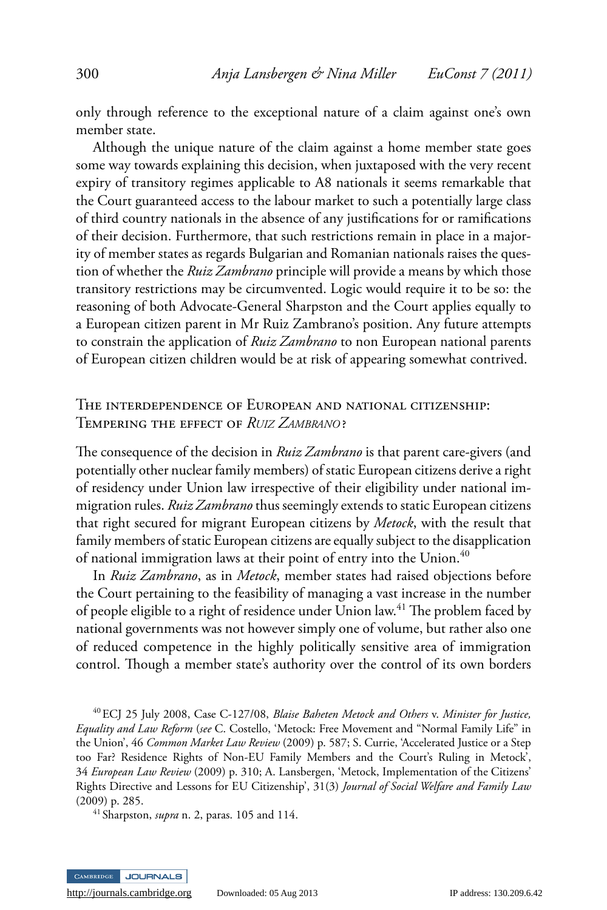only through reference to the exceptional nature of a claim against one's own member state.

Although the unique nature of the claim against a home member state goes some way towards explaining this decision, when juxtaposed with the very recent expiry of transitory regimes applicable to A8 nationals it seems remarkable that the Court guaranteed access to the labour market to such a potentially large class of third country nationals in the absence of any justifications for or ramifications of their decision. Furthermore, that such restrictions remain in place in a majority of member states as regards Bulgarian and Romanian nationals raises the question of whether the *Ruiz Zambrano* principle will provide a means by which those transitory restrictions may be circumvented. Logic would require it to be so: the reasoning of both Advocate-General Sharpston and the Court applies equally to a European citizen parent in Mr Ruiz Zambrano's position. Any future attempts to constrain the application of *Ruiz Zambrano* to non European national parents of European citizen children would be at risk of appearing somewhat contrived.

## The interdependence of European and national citizenship: Tempering the effect of *Ruiz Zambrano*?

The consequence of the decision in *Ruiz Zambrano* is that parent care-givers (and potentially other nuclear family members) of static European citizens derive a right of residency under Union law irrespective of their eligibility under national immigration rules. *Ruiz Zambrano* thus seemingly extends to static European citizens that right secured for migrant European citizens by *Metock*, with the result that family members of static European citizens are equally subject to the disapplication of national immigration laws at their point of entry into the Union.[40]

In *Ruiz Zambrano*, as in *Metock*, member states had raised objections before the Court pertaining to the feasibility of managing a vast increase in the number of people eligible to a right of residence under Union law.[41] The problem faced by national governments was not however simply one of volume, but rather also one of reduced competence in the highly politically sensitive area of immigration control. Though a member state's authority over the control of its own borders

[40] ECJ 25 July 2008, Case C-127/08, *Blaise Baheten Metock and Others* v. *Minister for Justice, Equality and Law Reform* (*see* C. Costello, 'Metock: Free Movement and "Normal Family Life" in the Union', 46 *Common Market Law Review* (2009) p. 587; S. Currie, 'Accelerated Justice or a Step too Far? Residence Rights of Non-EU Family Members and the Court's Ruling in Metock', 34 *European Law Review* (2009) p. 310; A. Lansbergen, 'Metock, Implementation of the Citizens' Rights Directive and Lessons for EU Citizenship', 31(3) *Journal of Social Welfare and Family Law* (2009) p. 285.

[41] Sharpston, *supra* n. 2, paras. 105 and 114.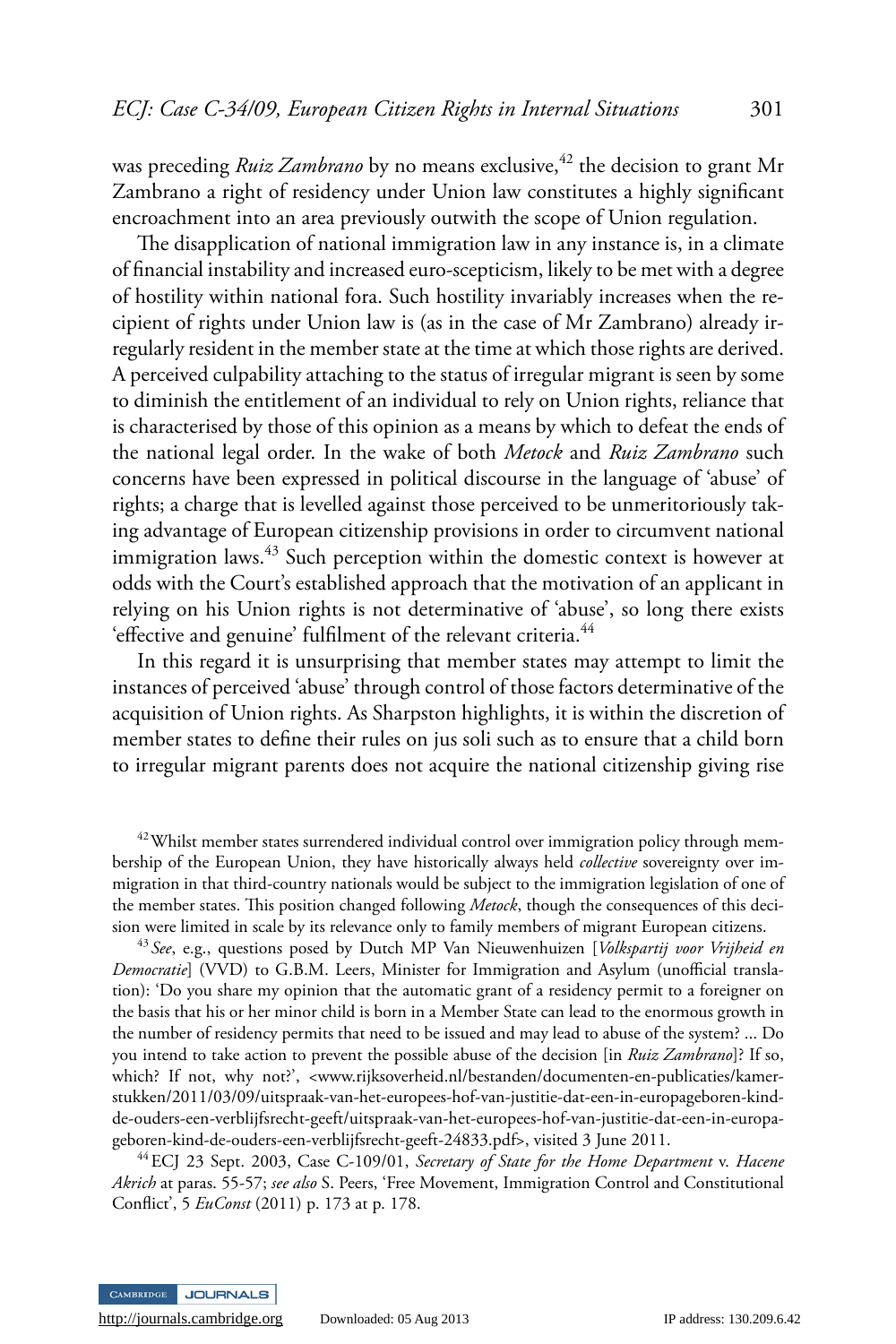was preceding *Ruiz Zambrano* by no means exclusive,[42] the decision to grant Mr Zambrano a right of residency under Union law constitutes a highly significant encroachment into an area previously outwith the scope of Union regulation.

The disapplication of national immigration law in any instance is, in a climate of financial instability and increased euro-scepticism, likely to be met with a degree of hostility within national fora. Such hostility invariably increases when the recipient of rights under Union law is (as in the case of Mr Zambrano) already irregularly resident in the member state at the time at which those rights are derived. A perceived culpability attaching to the status of irregular migrant is seen by some to diminish the entitlement of an individual to rely on Union rights, reliance that is characterised by those of this opinion as a means by which to defeat the ends of the national legal order. In the wake of both *Metock* and *Ruiz Zambrano* such concerns have been expressed in political discourse in the language of 'abuse' of rights; a charge that is levelled against those perceived to be unmeritoriously taking advantage of European citizenship provisions in order to circumvent national immigration laws.[43] Such perception within the domestic context is however at odds with the Court's established approach that the motivation of an applicant in relying on his Union rights is not determinative of 'abuse', so long there exists 'effective and genuine' fulfilment of the relevant criteria.[44]

In this regard it is unsurprising that member states may attempt to limit the instances of perceived 'abuse' through control of those factors determinative of the acquisition of Union rights. As Sharpston highlights, it is within the discretion of member states to define their rules on jus soli such as to ensure that a child born to irregular migrant parents does not acquire the national citizenship giving rise

[42] Whilst member states surrendered individual control over immigration policy through membership of the European Union, they have historically always held *collective* sovereignty over immigration in that third-country nationals would be subject to the immigration legislation of one of the member states. This position changed following *Metock*, though the consequences of this decision were limited in scale by its relevance only to family members of migrant European citizens.

[43] *See*, e.g., questions posed by Dutch MP Van Nieuwenhuizen [*Volkspartij voor Vrijheid en Democratie*] (VVD) to G.B.M. Leers, Minister for Immigration and Asylum (unofficial translation): 'Do you share my opinion that the automatic grant of a residency permit to a foreigner on the basis that his or her minor child is born in a Member State can lead to the enormous growth in the number of residency permits that need to be issued and may lead to abuse of the system? ... Do you intend to take action to prevent the possible abuse of the decision [in *Ruiz Zambrano*]? If so, which? If not, why not?', <www.rijksoverheid.nl/bestanden/documenten-en-publicaties/kamerstukken/2011/03/09/uitspraak-van-het-europees-hof-van-justitie-dat-een-in-europageboren-kind-de-ouders-een-verblijfsrecht-geeft/uitspraak-van-het-europees-hof-van-justitie-dat-een-in-europageboren-kind-de-ouders-een-verblijfsrecht-geeft-24833.pdf>, visited 3 June 2011.

[44] ECJ 23 Sept. 2003, Case C-109/01, *Secretary of State for the Home Department* v. *Hacene Akrich* at paras. 55-57; *see also* S. Peers, 'Free Movement, Immigration Control and Constitutional Conflict', 5 *EuConst* (2011) p. 173 at p. 178.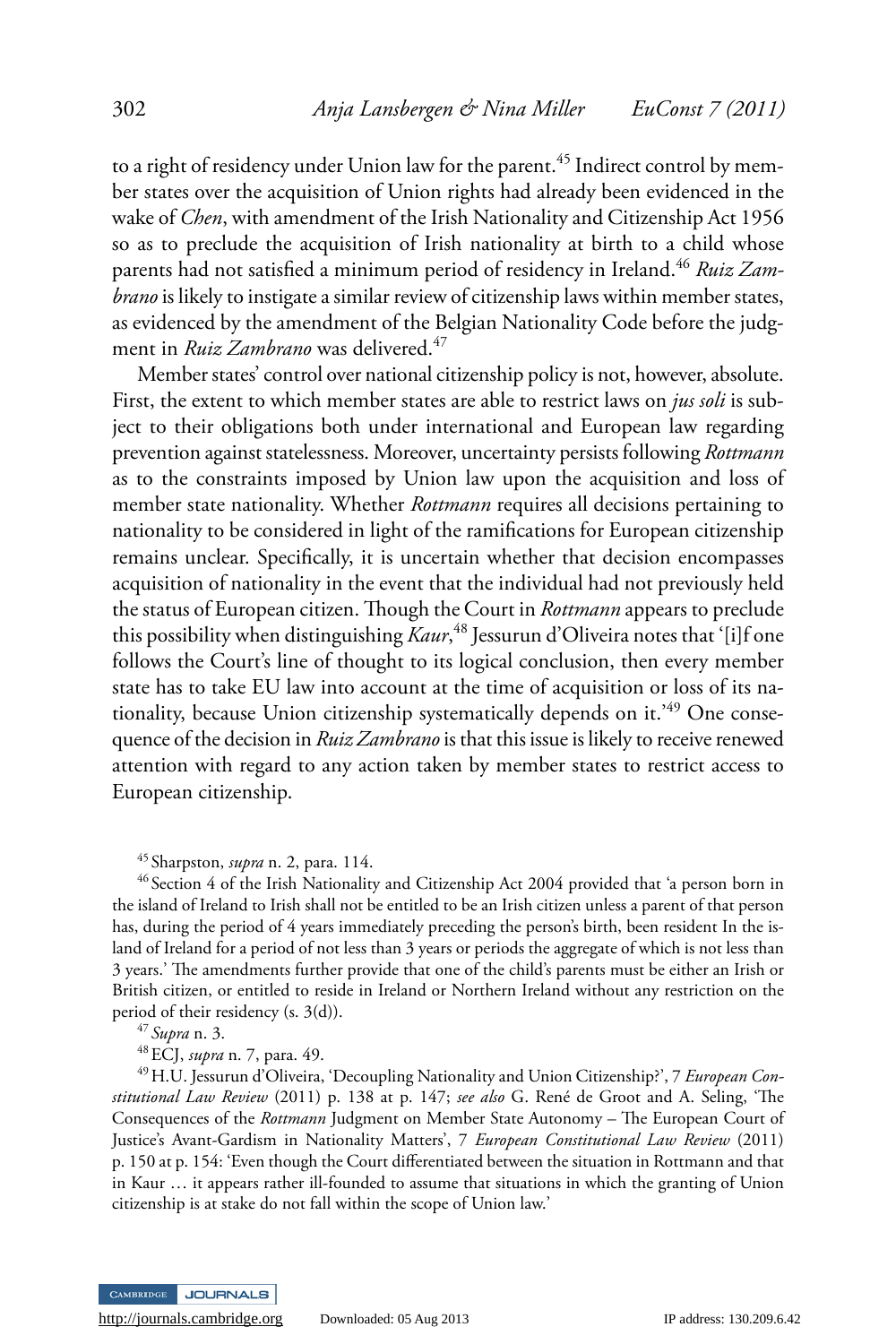to a right of residency under Union law for the parent.[45] Indirect control by member states over the acquisition of Union rights had already been evidenced in the wake of *Chen*, with amendment of the Irish Nationality and Citizenship Act 1956 so as to preclude the acquisition of Irish nationality at birth to a child whose parents had not satisfied a minimum period of residency in Ireland.[46] *Ruiz Zambrano* is likely to instigate a similar review of citizenship laws within member states, as evidenced by the amendment of the Belgian Nationality Code before the judgment in *Ruiz Zambrano* was delivered.[47]

Member states' control over national citizenship policy is not, however, absolute. First, the extent to which member states are able to restrict laws on *jus soli* is subject to their obligations both under international and European law regarding prevention against statelessness. Moreover, uncertainty persists following *Rottmann* as to the constraints imposed by Union law upon the acquisition and loss of member state nationality. Whether *Rottmann* requires all decisions pertaining to nationality to be considered in light of the ramifications for European citizenship remains unclear. Specifically, it is uncertain whether that decision encompasses acquisition of nationality in the event that the individual had not previously held the status of European citizen. Though the Court in *Rottmann* appears to preclude this possibility when distinguishing *Kaur*,[48] Jessurun d'Oliveira notes that '[i]f one follows the Court's line of thought to its logical conclusion, then every member state has to take EU law into account at the time of acquisition or loss of its nationality, because Union citizenship systematically depends on it.'[49] One consequence of the decision in *Ruiz Zambrano* is that this issue is likely to receive renewed attention with regard to any action taken by member states to restrict access to European citizenship.

[45] Sharpston, *supra* n. 2, para. 114.

[46] Section 4 of the Irish Nationality and Citizenship Act 2004 provided that 'a person born in the island of Ireland to Irish shall not be entitled to be an Irish citizen unless a parent of that person has, during the period of 4 years immediately preceding the person's birth, been resident In the island of Ireland for a period of not less than 3 years or periods the aggregate of which is not less than 3 years.' The amendments further provide that one of the child's parents must be either an Irish or British citizen, or entitled to reside in Ireland or Northern Ireland without any restriction on the period of their residency (s. 3(d)).

[47] *Supra* n. 3.

[48] ECJ, *supra* n. 7, para. 49.

[49] H.U. Jessurun d'Oliveira, 'Decoupling Nationality and Union Citizenship?', 7 *European Constitutional Law Review* (2011) p. 138 at p. 147; *see also* G. René de Groot and A. Seling, 'The Consequences of the *Rottmann* Judgment on Member State Autonomy – The European Court of Justice's Avant-Gardism in Nationality Matters', 7 *European Constitutional Law Review* (2011) p. 150 at p. 154: 'Even though the Court differentiated between the situation in Rottmann and that in Kaur … it appears rather ill-founded to assume that situations in which the granting of Union citizenship is at stake do not fall within the scope of Union law.'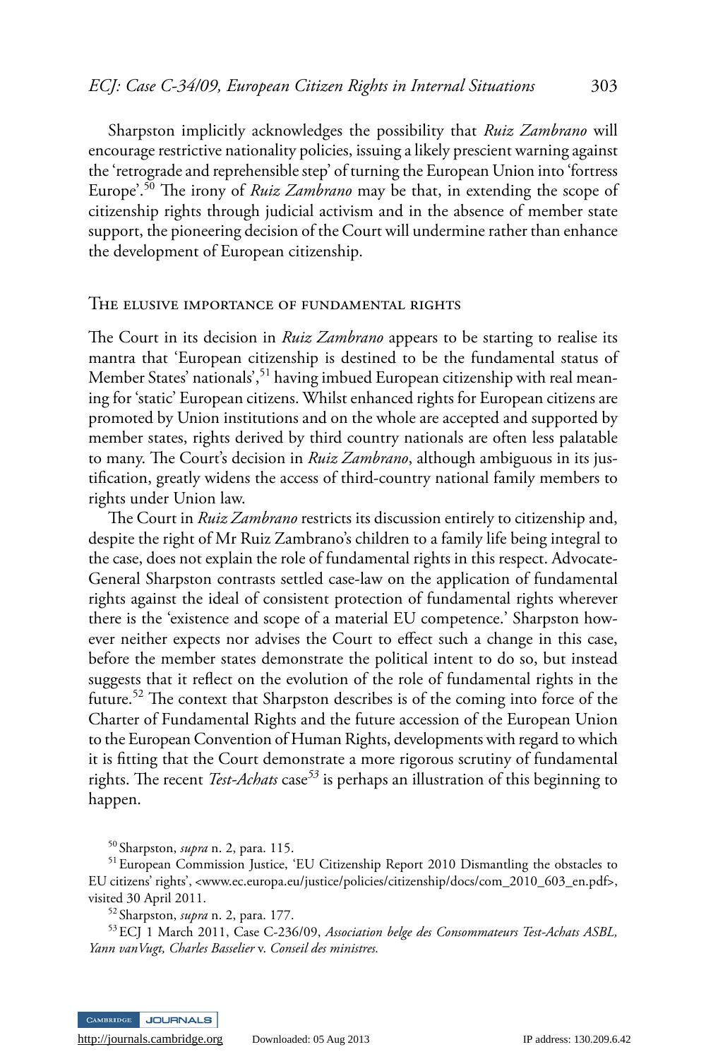Sharpston implicitly acknowledges the possibility that *Ruiz Zambrano* will encourage restrictive nationality policies, issuing a likely prescient warning against the 'retrograde and reprehensible step' of turning the European Union into 'fortress Europe'.[50] The irony of *Ruiz Zambrano* may be that, in extending the scope of citizenship rights through judicial activism and in the absence of member state support, the pioneering decision of the Court will undermine rather than enhance the development of European citizenship.

## The elusive importance of fundamental rights

The Court in its decision in *Ruiz Zambrano* appears to be starting to realise its mantra that 'European citizenship is destined to be the fundamental status of Member States' nationals',[51] having imbued European citizenship with real meaning for 'static' European citizens. Whilst enhanced rights for European citizens are promoted by Union institutions and on the whole are accepted and supported by member states, rights derived by third country nationals are often less palatable to many. The Court's decision in *Ruiz Zambrano*, although ambiguous in its justification, greatly widens the access of third-country national family members to rights under Union law.

The Court in *Ruiz Zambrano* restricts its discussion entirely to citizenship and, despite the right of Mr Ruiz Zambrano's children to a family life being integral to the case, does not explain the role of fundamental rights in this respect. Advocate-General Sharpston contrasts settled case-law on the application of fundamental rights against the ideal of consistent protection of fundamental rights wherever there is the 'existence and scope of a material EU competence.' Sharpston however neither expects nor advises the Court to effect such a change in this case, before the member states demonstrate the political intent to do so, but instead suggests that it reflect on the evolution of the role of fundamental rights in the future.[52] The context that Sharpston describes is of the coming into force of the Charter of Fundamental Rights and the future accession of the European Union to the European Convention of Human Rights, developments with regard to which it is fitting that the Court demonstrate a more rigorous scrutiny of fundamental rights. The recent *Test-Achats* case[53] is perhaps an illustration of this beginning to happen.

---

[50] Sharpston, *supra* n. 2, para. 115.

[51] European Commission Justice, 'EU Citizenship Report 2010 Dismantling the obstacles to EU citizens' rights', <www.ec.europa.eu/justice/policies/citizenship/docs/com_2010_603_en.pdf>, visited 30 April 2011.

[52] Sharpston, *supra* n. 2, para. 177.

[53] ECJ 1 March 2011, Case C-236/09, *Association belge des Consommateurs Test-Achats ASBL, Yann vanVugt, Charles Basselier* v. *Conseil des ministres.*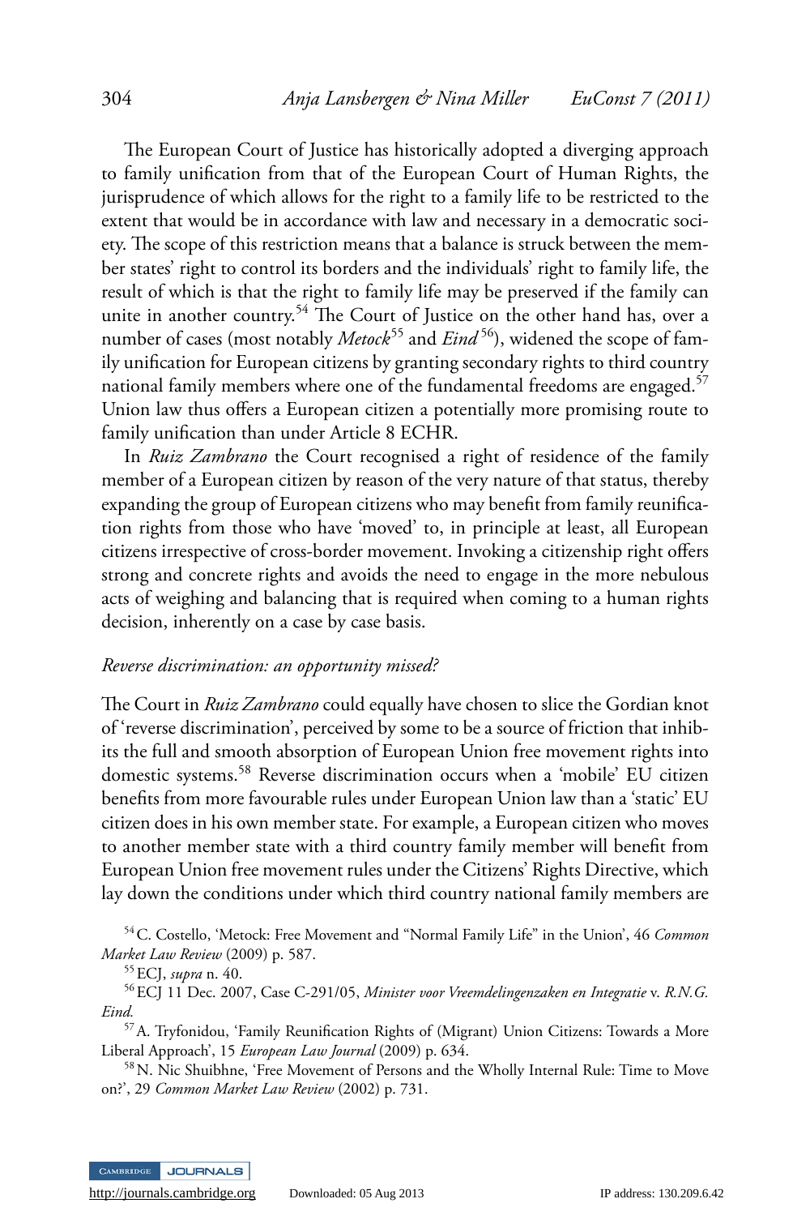The European Court of Justice has historically adopted a diverging approach to family unification from that of the European Court of Human Rights, the jurisprudence of which allows for the right to a family life to be restricted to the extent that would be in accordance with law and necessary in a democratic society. The scope of this restriction means that a balance is struck between the member states' right to control its borders and the individuals' right to family life, the result of which is that the right to family life may be preserved if the family can unite in another country.[54] The Court of Justice on the other hand has, over a number of cases (most notably *Metock*[55] and *Eind*[56]), widened the scope of family unification for European citizens by granting secondary rights to third country national family members where one of the fundamental freedoms are engaged.[57] Union law thus offers a European citizen a potentially more promising route to family unification than under Article 8 ECHR.

In *Ruiz Zambrano* the Court recognised a right of residence of the family member of a European citizen by reason of the very nature of that status, thereby expanding the group of European citizens who may benefit from family reunification rights from those who have 'moved' to, in principle at least, all European citizens irrespective of cross-border movement. Invoking a citizenship right offers strong and concrete rights and avoids the need to engage in the more nebulous acts of weighing and balancing that is required when coming to a human rights decision, inherently on a case by case basis.

### *Reverse discrimination: an opportunity missed?*

The Court in *Ruiz Zambrano* could equally have chosen to slice the Gordian knot of 'reverse discrimination', perceived by some to be a source of friction that inhibits the full and smooth absorption of European Union free movement rights into domestic systems.[58] Reverse discrimination occurs when a 'mobile' EU citizen benefits from more favourable rules under European Union law than a 'static' EU citizen does in his own member state. For example, a European citizen who moves to another member state with a third country family member will benefit from European Union free movement rules under the Citizens' Rights Directive, which lay down the conditions under which third country national family members are

[54] C. Costello, 'Metock: Free Movement and "Normal Family Life" in the Union', 46 *Common Market Law Review* (2009) p. 587.

[55] ECJ, *supra* n. 40.

[56] ECJ 11 Dec. 2007, Case C-291/05, *Minister voor Vreemdelingenzaken en Integratie* v. *R.N.G. Eind.*

[57] A. Tryfonidou, 'Family Reunification Rights of (Migrant) Union Citizens: Towards a More Liberal Approach', 15 *European Law Journal* (2009) p. 634.

[58] N. Nic Shuibhne, 'Free Movement of Persons and the Wholly Internal Rule: Time to Move on?', 29 *Common Market Law Review* (2002) p. 731.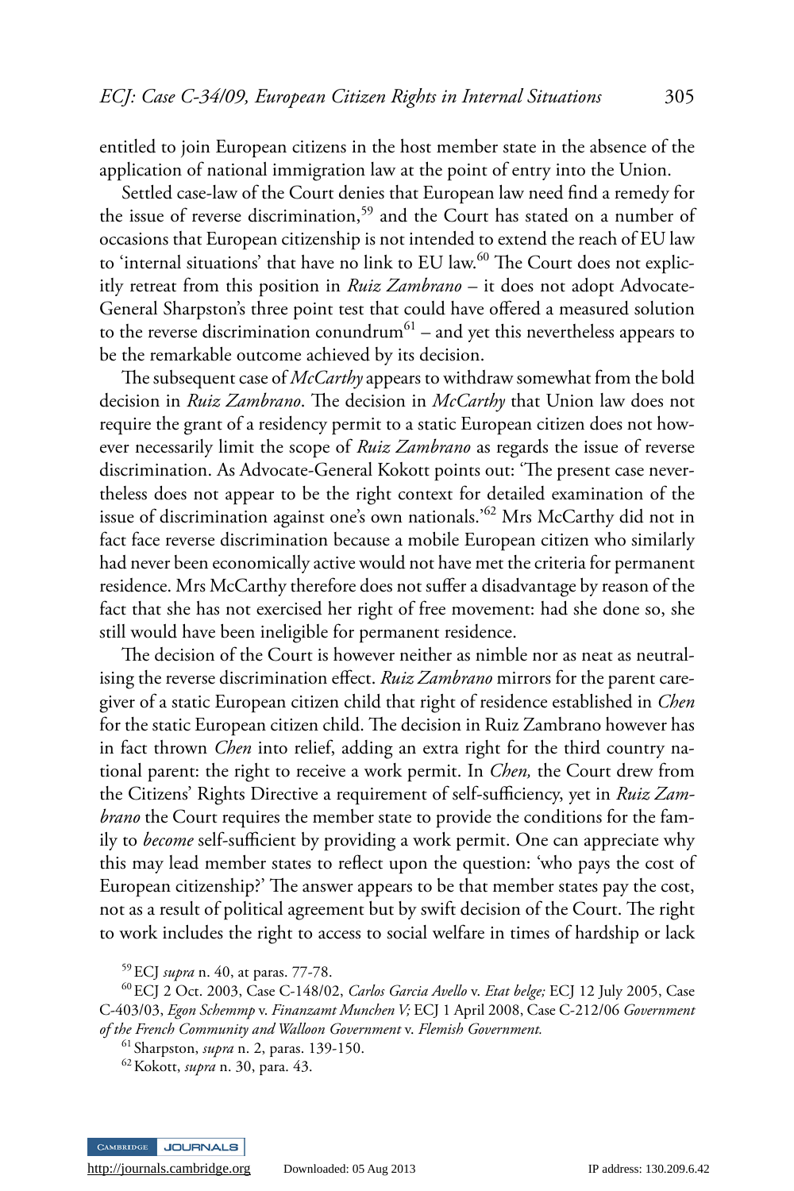entitled to join European citizens in the host member state in the absence of the application of national immigration law at the point of entry into the Union.

Settled case-law of the Court denies that European law need find a remedy for the issue of reverse discrimination,[59] and the Court has stated on a number of occasions that European citizenship is not intended to extend the reach of EU law to 'internal situations' that have no link to EU law.[60] The Court does not explicitly retreat from this position in *Ruiz Zambrano* – it does not adopt Advocate-General Sharpston's three point test that could have offered a measured solution to the reverse discrimination conundrum[61] – and yet this nevertheless appears to be the remarkable outcome achieved by its decision.

The subsequent case of *McCarthy* appears to withdraw somewhat from the bold decision in *Ruiz Zambrano*. The decision in *McCarthy* that Union law does not require the grant of a residency permit to a static European citizen does not however necessarily limit the scope of *Ruiz Zambrano* as regards the issue of reverse discrimination. As Advocate-General Kokott points out: 'The present case nevertheless does not appear to be the right context for detailed examination of the issue of discrimination against one's own nationals.'[62] Mrs McCarthy did not in fact face reverse discrimination because a mobile European citizen who similarly had never been economically active would not have met the criteria for permanent residence. Mrs McCarthy therefore does not suffer a disadvantage by reason of the fact that she has not exercised her right of free movement: had she done so, she still would have been ineligible for permanent residence.

The decision of the Court is however neither as nimble nor as neat as neutralising the reverse discrimination effect. *Ruiz Zambrano* mirrors for the parent caregiver of a static European citizen child that right of residence established in *Chen* for the static European citizen child. The decision in Ruiz Zambrano however has in fact thrown *Chen* into relief, adding an extra right for the third country national parent: the right to receive a work permit. In *Chen,* the Court drew from the Citizens' Rights Directive a requirement of self-sufficiency, yet in *Ruiz Zambrano* the Court requires the member state to provide the conditions for the family to *become* self-sufficient by providing a work permit. One can appreciate why this may lead member states to reflect upon the question: 'who pays the cost of European citizenship?' The answer appears to be that member states pay the cost, not as a result of political agreement but by swift decision of the Court. The right to work includes the right to access to social welfare in times of hardship or lack

[59] ECJ *supra* n. 40, at paras. 77-78.

[60] ECJ 2 Oct. 2003, Case C-148/02, *Carlos Garcia Avello* v. *Etat belge;* ECJ 12 July 2005, Case C-403/03, *Egon Schempp* v. *Finanzamt Munchen V;* ECJ 1 April 2008, Case C-212/06 *Government of the French Community and Walloon Government* v. *Flemish Government.*

[61] Sharpston, *supra* n. 2, paras. 139-150.

[62] Kokott, *supra* n. 30, para. 43.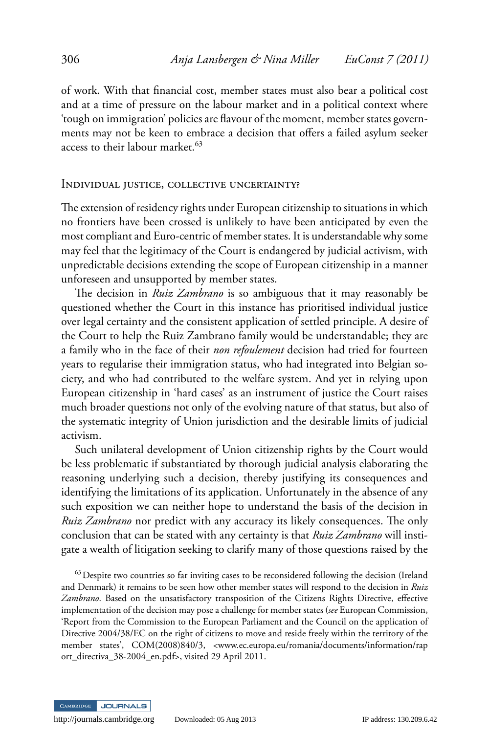of work. With that financial cost, member states must also bear a political cost and at a time of pressure on the labour market and in a political context where 'tough on immigration' policies are flavour of the moment, member states governments may not be keen to embrace a decision that offers a failed asylum seeker access to their labour market.[63]

## Individual justice, collective uncertainty?

The extension of residency rights under European citizenship to situations in which no frontiers have been crossed is unlikely to have been anticipated by even the most compliant and Euro-centric of member states. It is understandable why some may feel that the legitimacy of the Court is endangered by judicial activism, with unpredictable decisions extending the scope of European citizenship in a manner unforeseen and unsupported by member states.

The decision in *Ruiz Zambrano* is so ambiguous that it may reasonably be questioned whether the Court in this instance has prioritised individual justice over legal certainty and the consistent application of settled principle. A desire of the Court to help the Ruiz Zambrano family would be understandable; they are a family who in the face of their *non refoulement* decision had tried for fourteen years to regularise their immigration status, who had integrated into Belgian society, and who had contributed to the welfare system. And yet in relying upon European citizenship in 'hard cases' as an instrument of justice the Court raises much broader questions not only of the evolving nature of that status, but also of the systematic integrity of Union jurisdiction and the desirable limits of judicial activism.

Such unilateral development of Union citizenship rights by the Court would be less problematic if substantiated by thorough judicial analysis elaborating the reasoning underlying such a decision, thereby justifying its consequences and identifying the limitations of its application. Unfortunately in the absence of any such exposition we can neither hope to understand the basis of the decision in *Ruiz Zambrano* nor predict with any accuracy its likely consequences. The only conclusion that can be stated with any certainty is that *Ruiz Zambrano* will instigate a wealth of litigation seeking to clarify many of those questions raised by the

[63] Despite two countries so far inviting cases to be reconsidered following the decision (Ireland and Denmark) it remains to be seen how other member states will respond to the decision in *Ruiz Zambrano*. Based on the unsatisfactory transposition of the Citizens Rights Directive, effective implementation of the decision may pose a challenge for member states (*see* European Commission, 'Report from the Commission to the European Parliament and the Council on the application of Directive 2004/38/EC on the right of citizens to move and reside freely within the territory of the member states', COM(2008)840/3, <www.ec.europa.eu/romania/documents/information/raport_directiva_38-2004_en.pdf>, visited 29 April 2011.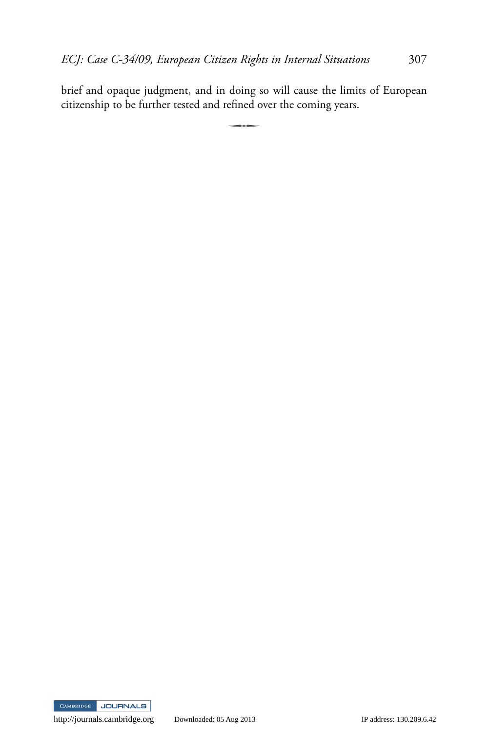brief and opaque judgment, and in doing so will cause the limits of European citizenship to be further tested and refined over the coming years.